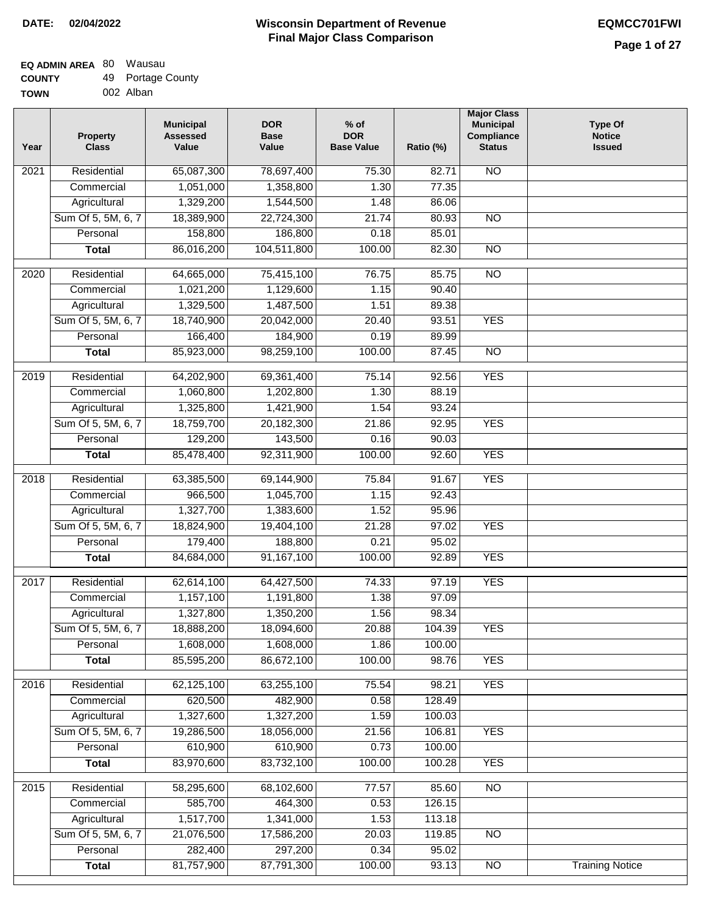**DATE: 02/04/2022**

# Wisconsin Department of Revenue
## Final Major Class Comparison

**EQMCC701FWI**

**EQ ADMIN AREA** 80 Wausau
**COUNTY** 49 Portage County
**TOWN** 002 Alban

| Year | Property Class | Municipal Assessed Value | DOR Base Value | % of DOR Base Value | Ratio (%) | Major Class Municipal Compliance Status | Type Of Notice Issued |
|---|---|---|---|---|---|---|---|
| 2021 | Residential | 65,087,300 | 78,697,400 | 75.30 | 82.71 | NO | |
| | Commercial | 1,051,000 | 1,358,800 | 1.30 | 77.35 | | |
| | Agricultural | 1,329,200 | 1,544,500 | 1.48 | 86.06 | | |
| | Sum Of 5, 5M, 6, 7 | 18,389,900 | 22,724,300 | 21.74 | 80.93 | NO | |
| | Personal | 158,800 | 186,800 | 0.18 | 85.01 | | |
| | **Total** | 86,016,200 | 104,511,800 | 100.00 | 82.30 | NO | |
| 2020 | Residential | 64,665,000 | 75,415,100 | 76.75 | 85.75 | NO | |
| | Commercial | 1,021,200 | 1,129,600 | 1.15 | 90.40 | | |
| | Agricultural | 1,329,500 | 1,487,500 | 1.51 | 89.38 | | |
| | Sum Of 5, 5M, 6, 7 | 18,740,900 | 20,042,000 | 20.40 | 93.51 | YES | |
| | Personal | 166,400 | 184,900 | 0.19 | 89.99 | | |
| | **Total** | 85,923,000 | 98,259,100 | 100.00 | 87.45 | NO | |
| 2019 | Residential | 64,202,900 | 69,361,400 | 75.14 | 92.56 | YES | |
| | Commercial | 1,060,800 | 1,202,800 | 1.30 | 88.19 | | |
| | Agricultural | 1,325,800 | 1,421,900 | 1.54 | 93.24 | | |
| | Sum Of 5, 5M, 6, 7 | 18,759,700 | 20,182,300 | 21.86 | 92.95 | YES | |
| | Personal | 129,200 | 143,500 | 0.16 | 90.03 | | |
| | **Total** | 85,478,400 | 92,311,900 | 100.00 | 92.60 | YES | |
| 2018 | Residential | 63,385,500 | 69,144,900 | 75.84 | 91.67 | YES | |
| | Commercial | 966,500 | 1,045,700 | 1.15 | 92.43 | | |
| | Agricultural | 1,327,700 | 1,383,600 | 1.52 | 95.96 | | |
| | Sum Of 5, 5M, 6, 7 | 18,824,900 | 19,404,100 | 21.28 | 97.02 | YES | |
| | Personal | 179,400 | 188,800 | 0.21 | 95.02 | | |
| | **Total** | 84,684,000 | 91,167,100 | 100.00 | 92.89 | YES | |
| 2017 | Residential | 62,614,100 | 64,427,500 | 74.33 | 97.19 | YES | |
| | Commercial | 1,157,100 | 1,191,800 | 1.38 | 97.09 | | |
| | Agricultural | 1,327,800 | 1,350,200 | 1.56 | 98.34 | | |
| | Sum Of 5, 5M, 6, 7 | 18,888,200 | 18,094,600 | 20.88 | 104.39 | YES | |
| | Personal | 1,608,000 | 1,608,000 | 1.86 | 100.00 | | |
| | **Total** | 85,595,200 | 86,672,100 | 100.00 | 98.76 | YES | |
| 2016 | Residential | 62,125,100 | 63,255,100 | 75.54 | 98.21 | YES | |
| | Commercial | 620,500 | 482,900 | 0.58 | 128.49 | | |
| | Agricultural | 1,327,600 | 1,327,200 | 1.59 | 100.03 | | |
| | Sum Of 5, 5M, 6, 7 | 19,286,500 | 18,056,000 | 21.56 | 106.81 | YES | |
| | Personal | 610,900 | 610,900 | 0.73 | 100.00 | | |
| | **Total** | 83,970,600 | 83,732,100 | 100.00 | 100.28 | YES | |
| 2015 | Residential | 58,295,600 | 68,102,600 | 77.57 | 85.60 | NO | |
| | Commercial | 585,700 | 464,300 | 0.53 | 126.15 | | |
| | Agricultural | 1,517,700 | 1,341,000 | 1.53 | 113.18 | | |
| | Sum Of 5, 5M, 6, 7 | 21,076,500 | 17,586,200 | 20.03 | 119.85 | NO | |
| | Personal | 282,400 | 297,200 | 0.34 | 95.02 | | |
| | **Total** | 81,757,900 | 87,791,300 | 100.00 | 93.13 | NO | Training Notice |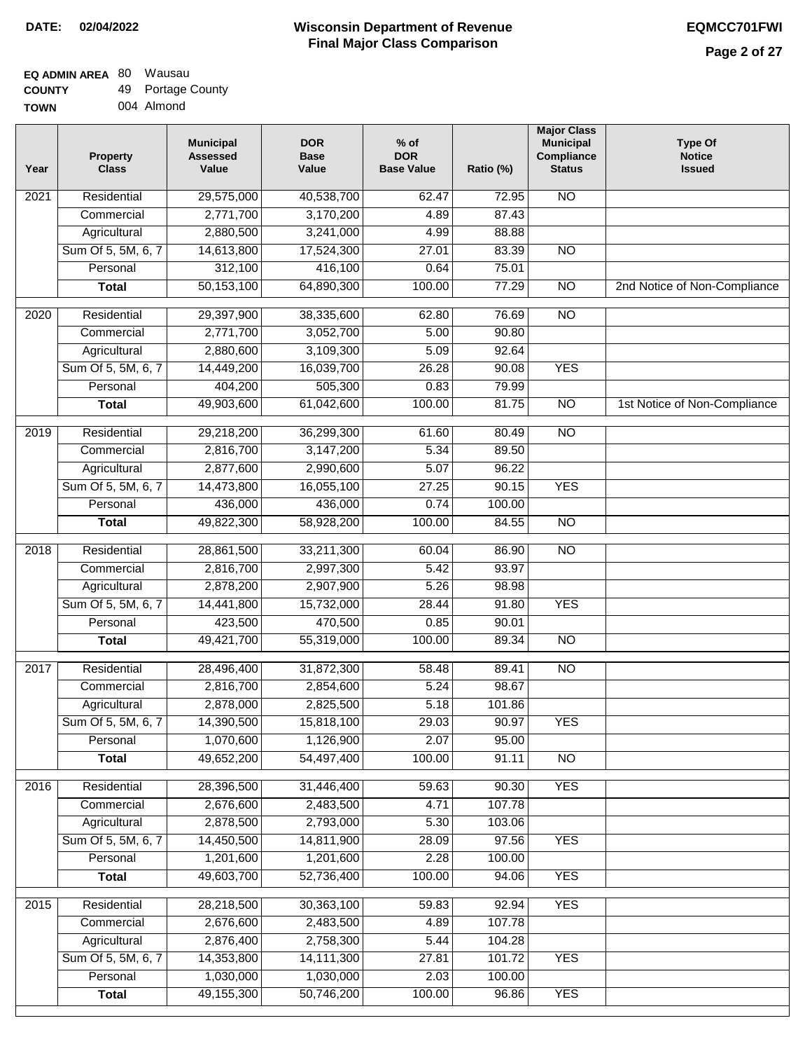**DATE:** 02/04/2022

# Wisconsin Department of Revenue
## Final Major Class Comparison

**EQMCC701FWI**

**EQ ADMIN AREA** 80 Wausau
**COUNTY** 49 Portage County
**TOWN** 004 Almond

| Year | Property Class | Municipal Assessed Value | DOR Base Value | % of DOR Base Value | Ratio (%) | Major Class Municipal Compliance Status | Type Of Notice Issued |
|---|---|---|---|---|---|---|---|
| 2021 | Residential | 29,575,000 | 40,538,700 | 62.47 | 72.95 | NO | |
| | Commercial | 2,771,700 | 3,170,200 | 4.89 | 87.43 | | |
| | Agricultural | 2,880,500 | 3,241,000 | 4.99 | 88.88 | | |
| | Sum Of 5, 5M, 6, 7 | 14,613,800 | 17,524,300 | 27.01 | 83.39 | NO | |
| | Personal | 312,100 | 416,100 | 0.64 | 75.01 | | |
| | **Total** | 50,153,100 | 64,890,300 | 100.00 | 77.29 | NO | 2nd Notice of Non-Compliance |
| 2020 | Residential | 29,397,900 | 38,335,600 | 62.80 | 76.69 | NO | |
| | Commercial | 2,771,700 | 3,052,700 | 5.00 | 90.80 | | |
| | Agricultural | 2,880,600 | 3,109,300 | 5.09 | 92.64 | | |
| | Sum Of 5, 5M, 6, 7 | 14,449,200 | 16,039,700 | 26.28 | 90.08 | YES | |
| | Personal | 404,200 | 505,300 | 0.83 | 79.99 | | |
| | **Total** | 49,903,600 | 61,042,600 | 100.00 | 81.75 | NO | 1st Notice of Non-Compliance |
| 2019 | Residential | 29,218,200 | 36,299,300 | 61.60 | 80.49 | NO | |
| | Commercial | 2,816,700 | 3,147,200 | 5.34 | 89.50 | | |
| | Agricultural | 2,877,600 | 2,990,600 | 5.07 | 96.22 | | |
| | Sum Of 5, 5M, 6, 7 | 14,473,800 | 16,055,100 | 27.25 | 90.15 | YES | |
| | Personal | 436,000 | 436,000 | 0.74 | 100.00 | | |
| | **Total** | 49,822,300 | 58,928,200 | 100.00 | 84.55 | NO | |
| 2018 | Residential | 28,861,500 | 33,211,300 | 60.04 | 86.90 | NO | |
| | Commercial | 2,816,700 | 2,997,300 | 5.42 | 93.97 | | |
| | Agricultural | 2,878,200 | 2,907,900 | 5.26 | 98.98 | | |
| | Sum Of 5, 5M, 6, 7 | 14,441,800 | 15,732,000 | 28.44 | 91.80 | YES | |
| | Personal | 423,500 | 470,500 | 0.85 | 90.01 | | |
| | **Total** | 49,421,700 | 55,319,000 | 100.00 | 89.34 | NO | |
| 2017 | Residential | 28,496,400 | 31,872,300 | 58.48 | 89.41 | NO | |
| | Commercial | 2,816,700 | 2,854,600 | 5.24 | 98.67 | | |
| | Agricultural | 2,878,000 | 2,825,500 | 5.18 | 101.86 | | |
| | Sum Of 5, 5M, 6, 7 | 14,390,500 | 15,818,100 | 29.03 | 90.97 | YES | |
| | Personal | 1,070,600 | 1,126,900 | 2.07 | 95.00 | | |
| | **Total** | 49,652,200 | 54,497,400 | 100.00 | 91.11 | NO | |
| 2016 | Residential | 28,396,500 | 31,446,400 | 59.63 | 90.30 | YES | |
| | Commercial | 2,676,600 | 2,483,500 | 4.71 | 107.78 | | |
| | Agricultural | 2,878,500 | 2,793,000 | 5.30 | 103.06 | | |
| | Sum Of 5, 5M, 6, 7 | 14,450,500 | 14,811,900 | 28.09 | 97.56 | YES | |
| | Personal | 1,201,600 | 1,201,600 | 2.28 | 100.00 | | |
| | **Total** | 49,603,700 | 52,736,400 | 100.00 | 94.06 | YES | |
| 2015 | Residential | 28,218,500 | 30,363,100 | 59.83 | 92.94 | YES | |
| | Commercial | 2,676,600 | 2,483,500 | 4.89 | 107.78 | | |
| | Agricultural | 2,876,400 | 2,758,300 | 5.44 | 104.28 | | |
| | Sum Of 5, 5M, 6, 7 | 14,353,800 | 14,111,300 | 27.81 | 101.72 | YES | |
| | Personal | 1,030,000 | 1,030,000 | 2.03 | 100.00 | | |
| | **Total** | 49,155,300 | 50,746,200 | 100.00 | 96.86 | YES | |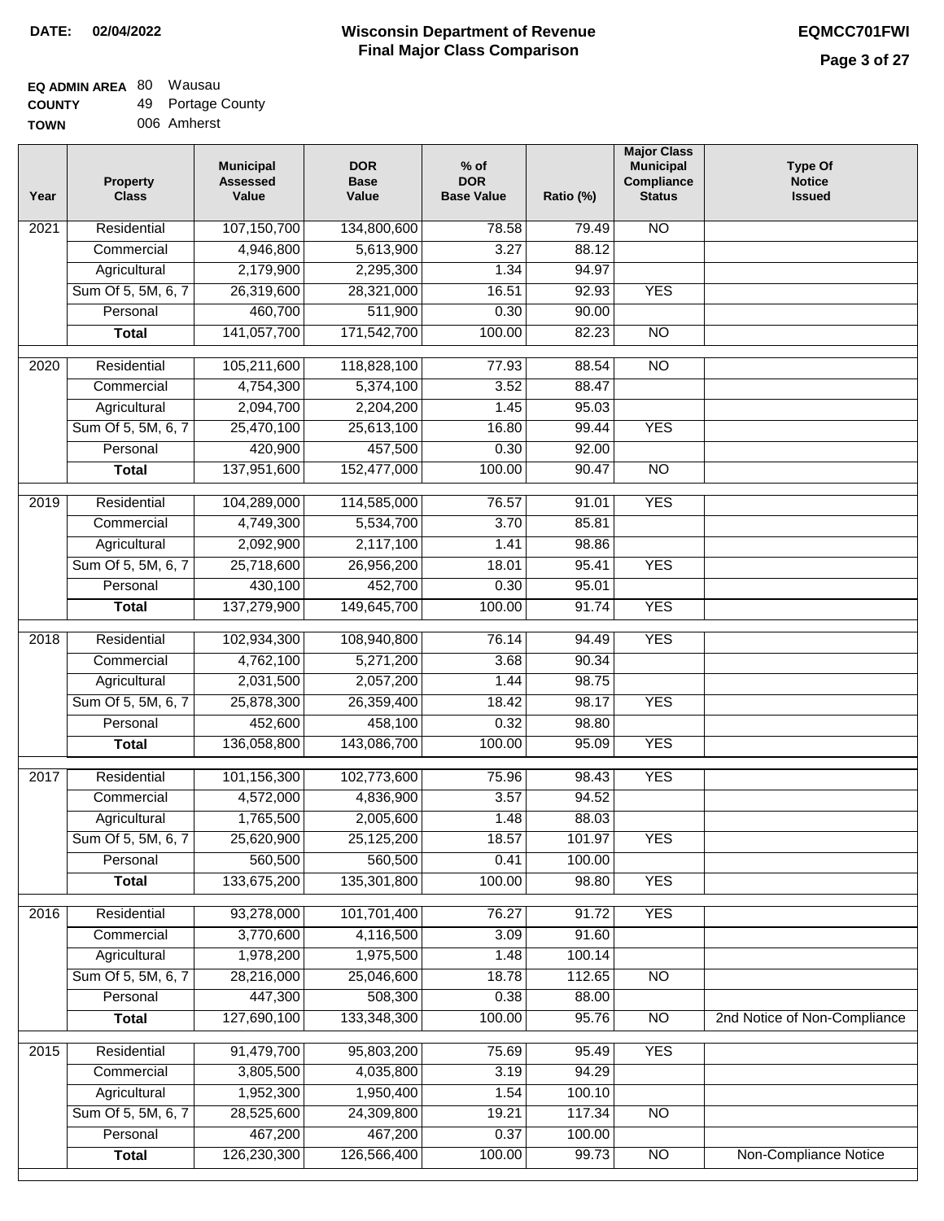**DATE:** 02/04/2022

# Wisconsin Department of Revenue
## Final Major Class Comparison

**EQMCC701FWI**

**EQ ADMIN AREA** 80 Wausau
**COUNTY** 49 Portage County
**TOWN** 006 Amherst

| Year | Property Class | Municipal Assessed Value | DOR Base Value | % of DOR Base Value | Ratio (%) | Major Class Municipal Compliance Status | Type Of Notice Issued |
|---|---|---|---|---|---|---|---|
| 2021 | Residential | 107,150,700 | 134,800,600 | 78.58 | 79.49 | NO | |
| | Commercial | 4,946,800 | 5,613,900 | 3.27 | 88.12 | | |
| | Agricultural | 2,179,900 | 2,295,300 | 1.34 | 94.97 | | |
| | Sum Of 5, 5M, 6, 7 | 26,319,600 | 28,321,000 | 16.51 | 92.93 | YES | |
| | Personal | 460,700 | 511,900 | 0.30 | 90.00 | | |
| | **Total** | 141,057,700 | 171,542,700 | 100.00 | 82.23 | NO | |
| 2020 | Residential | 105,211,600 | 118,828,100 | 77.93 | 88.54 | NO | |
| | Commercial | 4,754,300 | 5,374,100 | 3.52 | 88.47 | | |
| | Agricultural | 2,094,700 | 2,204,200 | 1.45 | 95.03 | | |
| | Sum Of 5, 5M, 6, 7 | 25,470,100 | 25,613,100 | 16.80 | 99.44 | YES | |
| | Personal | 420,900 | 457,500 | 0.30 | 92.00 | | |
| | **Total** | 137,951,600 | 152,477,000 | 100.00 | 90.47 | NO | |
| 2019 | Residential | 104,289,000 | 114,585,000 | 76.57 | 91.01 | YES | |
| | Commercial | 4,749,300 | 5,534,700 | 3.70 | 85.81 | | |
| | Agricultural | 2,092,900 | 2,117,100 | 1.41 | 98.86 | | |
| | Sum Of 5, 5M, 6, 7 | 25,718,600 | 26,956,200 | 18.01 | 95.41 | YES | |
| | Personal | 430,100 | 452,700 | 0.30 | 95.01 | | |
| | **Total** | 137,279,900 | 149,645,700 | 100.00 | 91.74 | YES | |
| 2018 | Residential | 102,934,300 | 108,940,800 | 76.14 | 94.49 | YES | |
| | Commercial | 4,762,100 | 5,271,200 | 3.68 | 90.34 | | |
| | Agricultural | 2,031,500 | 2,057,200 | 1.44 | 98.75 | | |
| | Sum Of 5, 5M, 6, 7 | 25,878,300 | 26,359,400 | 18.42 | 98.17 | YES | |
| | Personal | 452,600 | 458,100 | 0.32 | 98.80 | | |
| | **Total** | 136,058,800 | 143,086,700 | 100.00 | 95.09 | YES | |
| 2017 | Residential | 101,156,300 | 102,773,600 | 75.96 | 98.43 | YES | |
| | Commercial | 4,572,000 | 4,836,900 | 3.57 | 94.52 | | |
| | Agricultural | 1,765,500 | 2,005,600 | 1.48 | 88.03 | | |
| | Sum Of 5, 5M, 6, 7 | 25,620,900 | 25,125,200 | 18.57 | 101.97 | YES | |
| | Personal | 560,500 | 560,500 | 0.41 | 100.00 | | |
| | **Total** | 133,675,200 | 135,301,800 | 100.00 | 98.80 | YES | |
| 2016 | Residential | 93,278,000 | 101,701,400 | 76.27 | 91.72 | YES | |
| | Commercial | 3,770,600 | 4,116,500 | 3.09 | 91.60 | | |
| | Agricultural | 1,978,200 | 1,975,500 | 1.48 | 100.14 | | |
| | Sum Of 5, 5M, 6, 7 | 28,216,000 | 25,046,600 | 18.78 | 112.65 | NO | |
| | Personal | 447,300 | 508,300 | 0.38 | 88.00 | | |
| | **Total** | 127,690,100 | 133,348,300 | 100.00 | 95.76 | NO | 2nd Notice of Non-Compliance |
| 2015 | Residential | 91,479,700 | 95,803,200 | 75.69 | 95.49 | YES | |
| | Commercial | 3,805,500 | 4,035,800 | 3.19 | 94.29 | | |
| | Agricultural | 1,952,300 | 1,950,400 | 1.54 | 100.10 | | |
| | Sum Of 5, 5M, 6, 7 | 28,525,600 | 24,309,800 | 19.21 | 117.34 | NO | |
| | Personal | 467,200 | 467,200 | 0.37 | 100.00 | | |
| | **Total** | 126,230,300 | 126,566,400 | 100.00 | 99.73 | NO | Non-Compliance Notice |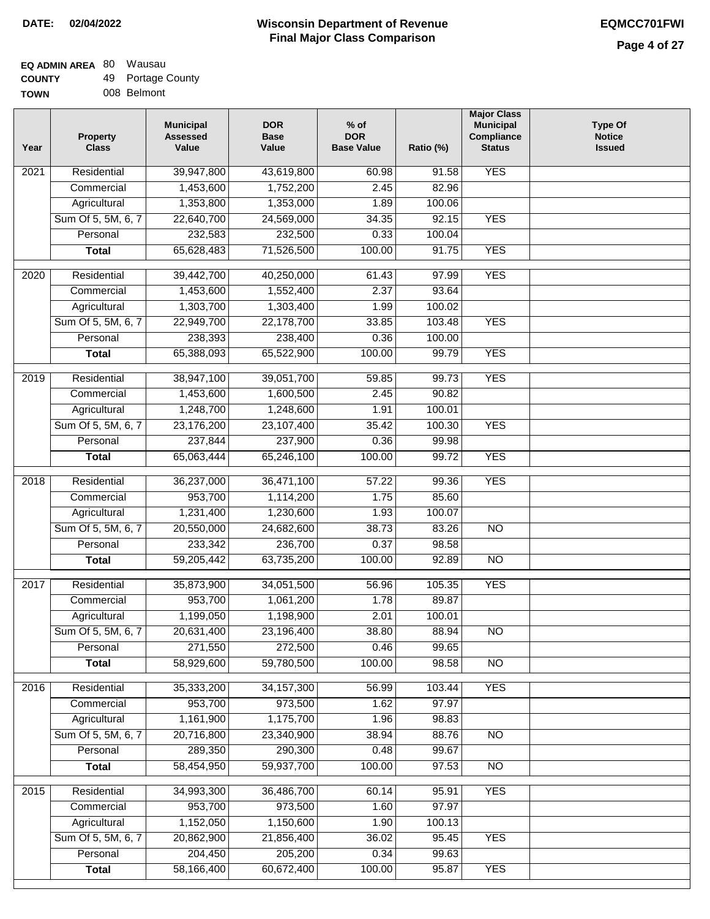**DATE: 02/04/2022**

# Wisconsin Department of Revenue
## Final Major Class Comparison

**EQMCC701FWI**

**EQ ADMIN AREA** 80 Wausau
**COUNTY** 49 Portage County
**TOWN** 008 Belmont

| Year | Property Class | Municipal Assessed Value | DOR Base Value | % of DOR Base Value | Ratio (%) | Major Class Municipal Compliance Status | Type Of Notice Issued |
|---|---|---|---|---|---|---|---|
| 2021 | Residential | 39,947,800 | 43,619,800 | 60.98 | 91.58 | YES | |
| | Commercial | 1,453,600 | 1,752,200 | 2.45 | 82.96 | | |
| | Agricultural | 1,353,800 | 1,353,000 | 1.89 | 100.06 | | |
| | Sum Of 5, 5M, 6, 7 | 22,640,700 | 24,569,000 | 34.35 | 92.15 | YES | |
| | Personal | 232,583 | 232,500 | 0.33 | 100.04 | | |
| | **Total** | 65,628,483 | 71,526,500 | 100.00 | 91.75 | YES | |
| 2020 | Residential | 39,442,700 | 40,250,000 | 61.43 | 97.99 | YES | |
| | Commercial | 1,453,600 | 1,552,400 | 2.37 | 93.64 | | |
| | Agricultural | 1,303,700 | 1,303,400 | 1.99 | 100.02 | | |
| | Sum Of 5, 5M, 6, 7 | 22,949,700 | 22,178,700 | 33.85 | 103.48 | YES | |
| | Personal | 238,393 | 238,400 | 0.36 | 100.00 | | |
| | **Total** | 65,388,093 | 65,522,900 | 100.00 | 99.79 | YES | |
| 2019 | Residential | 38,947,100 | 39,051,700 | 59.85 | 99.73 | YES | |
| | Commercial | 1,453,600 | 1,600,500 | 2.45 | 90.82 | | |
| | Agricultural | 1,248,700 | 1,248,600 | 1.91 | 100.01 | | |
| | Sum Of 5, 5M, 6, 7 | 23,176,200 | 23,107,400 | 35.42 | 100.30 | YES | |
| | Personal | 237,844 | 237,900 | 0.36 | 99.98 | | |
| | **Total** | 65,063,444 | 65,246,100 | 100.00 | 99.72 | YES | |
| 2018 | Residential | 36,237,000 | 36,471,100 | 57.22 | 99.36 | YES | |
| | Commercial | 953,700 | 1,114,200 | 1.75 | 85.60 | | |
| | Agricultural | 1,231,400 | 1,230,600 | 1.93 | 100.07 | | |
| | Sum Of 5, 5M, 6, 7 | 20,550,000 | 24,682,600 | 38.73 | 83.26 | NO | |
| | Personal | 233,342 | 236,700 | 0.37 | 98.58 | | |
| | **Total** | 59,205,442 | 63,735,200 | 100.00 | 92.89 | NO | |
| 2017 | Residential | 35,873,900 | 34,051,500 | 56.96 | 105.35 | YES | |
| | Commercial | 953,700 | 1,061,200 | 1.78 | 89.87 | | |
| | Agricultural | 1,199,050 | 1,198,900 | 2.01 | 100.01 | | |
| | Sum Of 5, 5M, 6, 7 | 20,631,400 | 23,196,400 | 38.80 | 88.94 | NO | |
| | Personal | 271,550 | 272,500 | 0.46 | 99.65 | | |
| | **Total** | 58,929,600 | 59,780,500 | 100.00 | 98.58 | NO | |
| 2016 | Residential | 35,333,200 | 34,157,300 | 56.99 | 103.44 | YES | |
| | Commercial | 953,700 | 973,500 | 1.62 | 97.97 | | |
| | Agricultural | 1,161,900 | 1,175,700 | 1.96 | 98.83 | | |
| | Sum Of 5, 5M, 6, 7 | 20,716,800 | 23,340,900 | 38.94 | 88.76 | NO | |
| | Personal | 289,350 | 290,300 | 0.48 | 99.67 | | |
| | **Total** | 58,454,950 | 59,937,700 | 100.00 | 97.53 | NO | |
| 2015 | Residential | 34,993,300 | 36,486,700 | 60.14 | 95.91 | YES | |
| | Commercial | 953,700 | 973,500 | 1.60 | 97.97 | | |
| | Agricultural | 1,152,050 | 1,150,600 | 1.90 | 100.13 | | |
| | Sum Of 5, 5M, 6, 7 | 20,862,900 | 21,856,400 | 36.02 | 95.45 | YES | |
| | Personal | 204,450 | 205,200 | 0.34 | 99.63 | | |
| | **Total** | 58,166,400 | 60,672,400 | 100.00 | 95.87 | YES | |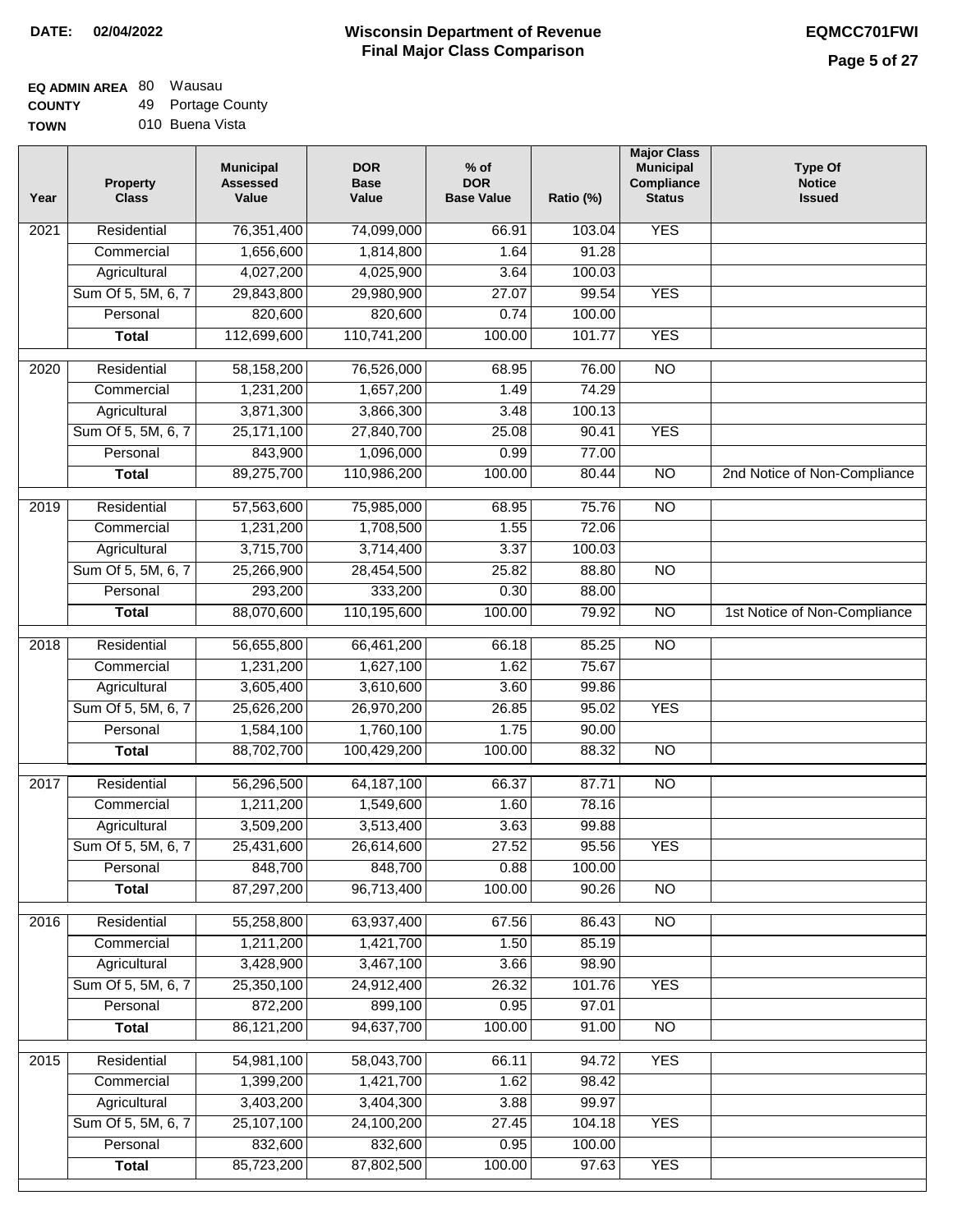**DATE:** 02/04/2022

# Wisconsin Department of Revenue
## Final Major Class Comparison

**EQMCC701FWI**

**EQ ADMIN AREA** 80 Wausau
**COUNTY** 49 Portage County
**TOWN** 010 Buena Vista

| Year | Property Class | Municipal Assessed Value | DOR Base Value | % of DOR Base Value | Ratio (%) | Major Class Municipal Compliance Status | Type Of Notice Issued |
|---|---|---|---|---|---|---|---|
| 2021 | Residential | 76,351,400 | 74,099,000 | 66.91 | 103.04 | YES | |
| | Commercial | 1,656,600 | 1,814,800 | 1.64 | 91.28 | | |
| | Agricultural | 4,027,200 | 4,025,900 | 3.64 | 100.03 | | |
| | Sum Of 5, 5M, 6, 7 | 29,843,800 | 29,980,900 | 27.07 | 99.54 | YES | |
| | Personal | 820,600 | 820,600 | 0.74 | 100.00 | | |
| | **Total** | 112,699,600 | 110,741,200 | 100.00 | 101.77 | YES | |
| 2020 | Residential | 58,158,200 | 76,526,000 | 68.95 | 76.00 | NO | |
| | Commercial | 1,231,200 | 1,657,200 | 1.49 | 74.29 | | |
| | Agricultural | 3,871,300 | 3,866,300 | 3.48 | 100.13 | | |
| | Sum Of 5, 5M, 6, 7 | 25,171,100 | 27,840,700 | 25.08 | 90.41 | YES | |
| | Personal | 843,900 | 1,096,000 | 0.99 | 77.00 | | |
| | **Total** | 89,275,700 | 110,986,200 | 100.00 | 80.44 | NO | 2nd Notice of Non-Compliance |
| 2019 | Residential | 57,563,600 | 75,985,000 | 68.95 | 75.76 | NO | |
| | Commercial | 1,231,200 | 1,708,500 | 1.55 | 72.06 | | |
| | Agricultural | 3,715,700 | 3,714,400 | 3.37 | 100.03 | | |
| | Sum Of 5, 5M, 6, 7 | 25,266,900 | 28,454,500 | 25.82 | 88.80 | NO | |
| | Personal | 293,200 | 333,200 | 0.30 | 88.00 | | |
| | **Total** | 88,070,600 | 110,195,600 | 100.00 | 79.92 | NO | 1st Notice of Non-Compliance |
| 2018 | Residential | 56,655,800 | 66,461,200 | 66.18 | 85.25 | NO | |
| | Commercial | 1,231,200 | 1,627,100 | 1.62 | 75.67 | | |
| | Agricultural | 3,605,400 | 3,610,600 | 3.60 | 99.86 | | |
| | Sum Of 5, 5M, 6, 7 | 25,626,200 | 26,970,200 | 26.85 | 95.02 | YES | |
| | Personal | 1,584,100 | 1,760,100 | 1.75 | 90.00 | | |
| | **Total** | 88,702,700 | 100,429,200 | 100.00 | 88.32 | NO | |
| 2017 | Residential | 56,296,500 | 64,187,100 | 66.37 | 87.71 | NO | |
| | Commercial | 1,211,200 | 1,549,600 | 1.60 | 78.16 | | |
| | Agricultural | 3,509,200 | 3,513,400 | 3.63 | 99.88 | | |
| | Sum Of 5, 5M, 6, 7 | 25,431,600 | 26,614,600 | 27.52 | 95.56 | YES | |
| | Personal | 848,700 | 848,700 | 0.88 | 100.00 | | |
| | **Total** | 87,297,200 | 96,713,400 | 100.00 | 90.26 | NO | |
| 2016 | Residential | 55,258,800 | 63,937,400 | 67.56 | 86.43 | NO | |
| | Commercial | 1,211,200 | 1,421,700 | 1.50 | 85.19 | | |
| | Agricultural | 3,428,900 | 3,467,100 | 3.66 | 98.90 | | |
| | Sum Of 5, 5M, 6, 7 | 25,350,100 | 24,912,400 | 26.32 | 101.76 | YES | |
| | Personal | 872,200 | 899,100 | 0.95 | 97.01 | | |
| | **Total** | 86,121,200 | 94,637,700 | 100.00 | 91.00 | NO | |
| 2015 | Residential | 54,981,100 | 58,043,700 | 66.11 | 94.72 | YES | |
| | Commercial | 1,399,200 | 1,421,700 | 1.62 | 98.42 | | |
| | Agricultural | 3,403,200 | 3,404,300 | 3.88 | 99.97 | | |
| | Sum Of 5, 5M, 6, 7 | 25,107,100 | 24,100,200 | 27.45 | 104.18 | YES | |
| | Personal | 832,600 | 832,600 | 0.95 | 100.00 | | |
| | **Total** | 85,723,200 | 87,802,500 | 100.00 | 97.63 | YES | |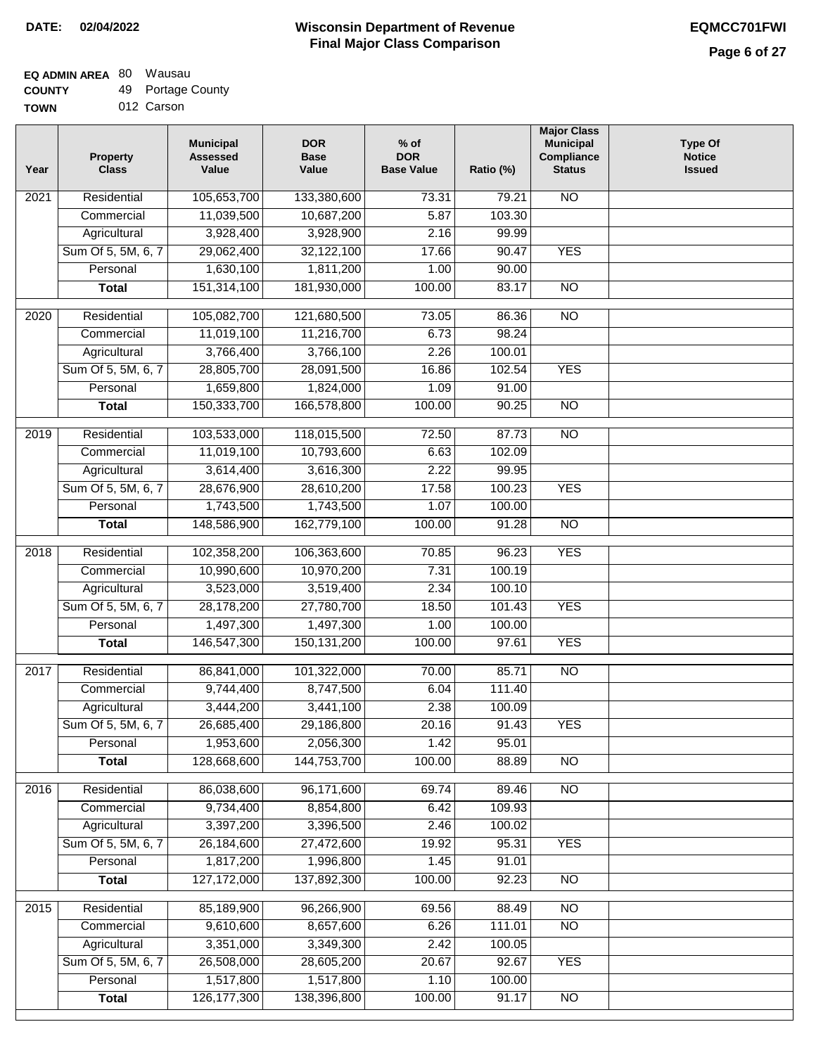**DATE: 02/04/2022**

# Wisconsin Department of Revenue
## Final Major Class Comparison

**EQMCC701FWI**

**EQ ADMIN AREA** 80 Wausau
**COUNTY** 49 Portage County
**TOWN** 012 Carson

| Year | Property Class | Municipal Assessed Value | DOR Base Value | % of DOR Base Value | Ratio (%) | Major Class Municipal Compliance Status | Type Of Notice Issued |
|---|---|---|---|---|---|---|---|
| 2021 | Residential | 105,653,700 | 133,380,600 | 73.31 | 79.21 | NO | |
| | Commercial | 11,039,500 | 10,687,200 | 5.87 | 103.30 | | |
| | Agricultural | 3,928,400 | 3,928,900 | 2.16 | 99.99 | | |
| | Sum Of 5, 5M, 6, 7 | 29,062,400 | 32,122,100 | 17.66 | 90.47 | YES | |
| | Personal | 1,630,100 | 1,811,200 | 1.00 | 90.00 | | |
| | **Total** | 151,314,100 | 181,930,000 | 100.00 | 83.17 | NO | |
| 2020 | Residential | 105,082,700 | 121,680,500 | 73.05 | 86.36 | NO | |
| | Commercial | 11,019,100 | 11,216,700 | 6.73 | 98.24 | | |
| | Agricultural | 3,766,400 | 3,766,100 | 2.26 | 100.01 | | |
| | Sum Of 5, 5M, 6, 7 | 28,805,700 | 28,091,500 | 16.86 | 102.54 | YES | |
| | Personal | 1,659,800 | 1,824,000 | 1.09 | 91.00 | | |
| | **Total** | 150,333,700 | 166,578,800 | 100.00 | 90.25 | NO | |
| 2019 | Residential | 103,533,000 | 118,015,500 | 72.50 | 87.73 | NO | |
| | Commercial | 11,019,100 | 10,793,600 | 6.63 | 102.09 | | |
| | Agricultural | 3,614,400 | 3,616,300 | 2.22 | 99.95 | | |
| | Sum Of 5, 5M, 6, 7 | 28,676,900 | 28,610,200 | 17.58 | 100.23 | YES | |
| | Personal | 1,743,500 | 1,743,500 | 1.07 | 100.00 | | |
| | **Total** | 148,586,900 | 162,779,100 | 100.00 | 91.28 | NO | |
| 2018 | Residential | 102,358,200 | 106,363,600 | 70.85 | 96.23 | YES | |
| | Commercial | 10,990,600 | 10,970,200 | 7.31 | 100.19 | | |
| | Agricultural | 3,523,000 | 3,519,400 | 2.34 | 100.10 | | |
| | Sum Of 5, 5M, 6, 7 | 28,178,200 | 27,780,700 | 18.50 | 101.43 | YES | |
| | Personal | 1,497,300 | 1,497,300 | 1.00 | 100.00 | | |
| | **Total** | 146,547,300 | 150,131,200 | 100.00 | 97.61 | YES | |
| 2017 | Residential | 86,841,000 | 101,322,000 | 70.00 | 85.71 | NO | |
| | Commercial | 9,744,400 | 8,747,500 | 6.04 | 111.40 | | |
| | Agricultural | 3,444,200 | 3,441,100 | 2.38 | 100.09 | | |
| | Sum Of 5, 5M, 6, 7 | 26,685,400 | 29,186,800 | 20.16 | 91.43 | YES | |
| | Personal | 1,953,600 | 2,056,300 | 1.42 | 95.01 | | |
| | **Total** | 128,668,600 | 144,753,700 | 100.00 | 88.89 | NO | |
| 2016 | Residential | 86,038,600 | 96,171,600 | 69.74 | 89.46 | NO | |
| | Commercial | 9,734,400 | 8,854,800 | 6.42 | 109.93 | | |
| | Agricultural | 3,397,200 | 3,396,500 | 2.46 | 100.02 | | |
| | Sum Of 5, 5M, 6, 7 | 26,184,600 | 27,472,600 | 19.92 | 95.31 | YES | |
| | Personal | 1,817,200 | 1,996,800 | 1.45 | 91.01 | | |
| | **Total** | 127,172,000 | 137,892,300 | 100.00 | 92.23 | NO | |
| 2015 | Residential | 85,189,900 | 96,266,900 | 69.56 | 88.49 | NO | |
| | Commercial | 9,610,600 | 8,657,600 | 6.26 | 111.01 | NO | |
| | Agricultural | 3,351,000 | 3,349,300 | 2.42 | 100.05 | | |
| | Sum Of 5, 5M, 6, 7 | 26,508,000 | 28,605,200 | 20.67 | 92.67 | YES | |
| | Personal | 1,517,800 | 1,517,800 | 1.10 | 100.00 | | |
| | **Total** | 126,177,300 | 138,396,800 | 100.00 | 91.17 | NO | |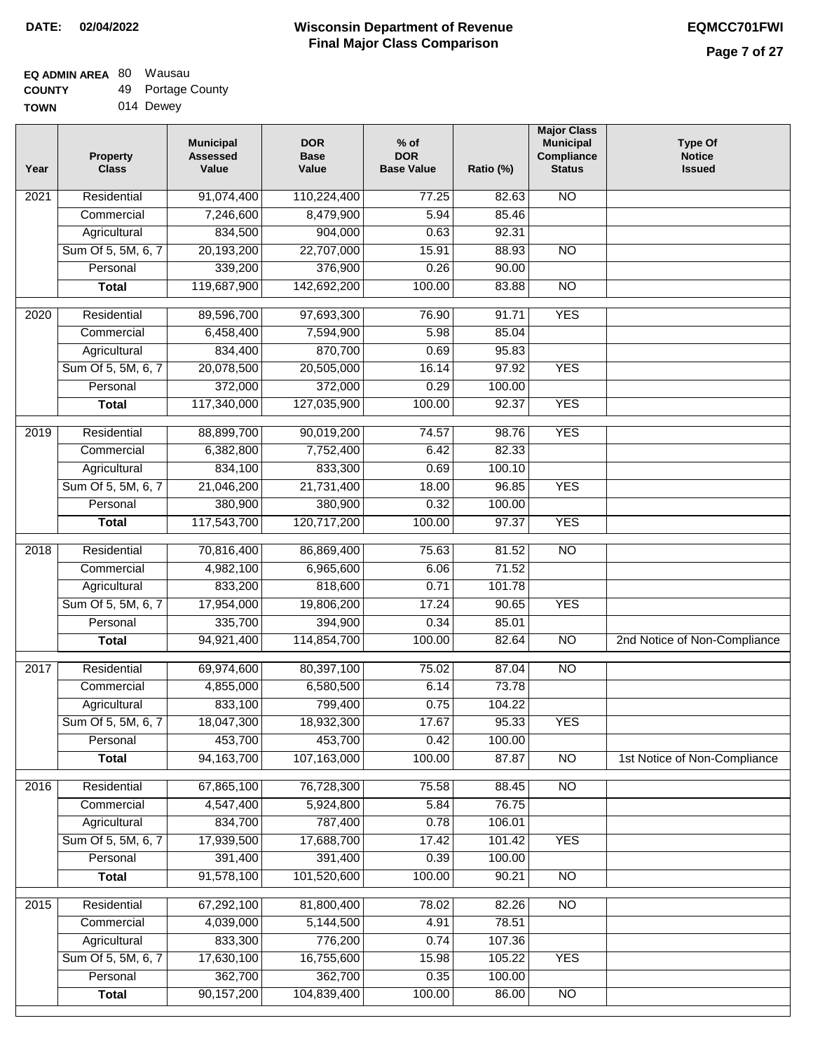**DATE: 02/04/2022**

# Wisconsin Department of Revenue
## Final Major Class Comparison

**EQMCC701FWI**

**EQ ADMIN AREA** 80 Wausau
**COUNTY** 49 Portage County
**TOWN** 014 Dewey

| Year | Property Class | Municipal Assessed Value | DOR Base Value | % of DOR Base Value | Ratio (%) | Major Class Municipal Compliance Status | Type Of Notice Issued |
|---|---|---|---|---|---|---|---|
| 2021 | Residential | 91,074,400 | 110,224,400 | 77.25 | 82.63 | NO | |
| | Commercial | 7,246,600 | 8,479,900 | 5.94 | 85.46 | | |
| | Agricultural | 834,500 | 904,000 | 0.63 | 92.31 | | |
| | Sum Of 5, 5M, 6, 7 | 20,193,200 | 22,707,000 | 15.91 | 88.93 | NO | |
| | Personal | 339,200 | 376,900 | 0.26 | 90.00 | | |
| | **Total** | 119,687,900 | 142,692,200 | 100.00 | 83.88 | NO | |
| 2020 | Residential | 89,596,700 | 97,693,300 | 76.90 | 91.71 | YES | |
| | Commercial | 6,458,400 | 7,594,900 | 5.98 | 85.04 | | |
| | Agricultural | 834,400 | 870,700 | 0.69 | 95.83 | | |
| | Sum Of 5, 5M, 6, 7 | 20,078,500 | 20,505,000 | 16.14 | 97.92 | YES | |
| | Personal | 372,000 | 372,000 | 0.29 | 100.00 | | |
| | **Total** | 117,340,000 | 127,035,900 | 100.00 | 92.37 | YES | |
| 2019 | Residential | 88,899,700 | 90,019,200 | 74.57 | 98.76 | YES | |
| | Commercial | 6,382,800 | 7,752,400 | 6.42 | 82.33 | | |
| | Agricultural | 834,100 | 833,300 | 0.69 | 100.10 | | |
| | Sum Of 5, 5M, 6, 7 | 21,046,200 | 21,731,400 | 18.00 | 96.85 | YES | |
| | Personal | 380,900 | 380,900 | 0.32 | 100.00 | | |
| | **Total** | 117,543,700 | 120,717,200 | 100.00 | 97.37 | YES | |
| 2018 | Residential | 70,816,400 | 86,869,400 | 75.63 | 81.52 | NO | |
| | Commercial | 4,982,100 | 6,965,600 | 6.06 | 71.52 | | |
| | Agricultural | 833,200 | 818,600 | 0.71 | 101.78 | | |
| | Sum Of 5, 5M, 6, 7 | 17,954,000 | 19,806,200 | 17.24 | 90.65 | YES | |
| | Personal | 335,700 | 394,900 | 0.34 | 85.01 | | |
| | **Total** | 94,921,400 | 114,854,700 | 100.00 | 82.64 | NO | 2nd Notice of Non-Compliance |
| 2017 | Residential | 69,974,600 | 80,397,100 | 75.02 | 87.04 | NO | |
| | Commercial | 4,855,000 | 6,580,500 | 6.14 | 73.78 | | |
| | Agricultural | 833,100 | 799,400 | 0.75 | 104.22 | | |
| | Sum Of 5, 5M, 6, 7 | 18,047,300 | 18,932,300 | 17.67 | 95.33 | YES | |
| | Personal | 453,700 | 453,700 | 0.42 | 100.00 | | |
| | **Total** | 94,163,700 | 107,163,000 | 100.00 | 87.87 | NO | 1st Notice of Non-Compliance |
| 2016 | Residential | 67,865,100 | 76,728,300 | 75.58 | 88.45 | NO | |
| | Commercial | 4,547,400 | 5,924,800 | 5.84 | 76.75 | | |
| | Agricultural | 834,700 | 787,400 | 0.78 | 106.01 | | |
| | Sum Of 5, 5M, 6, 7 | 17,939,500 | 17,688,700 | 17.42 | 101.42 | YES | |
| | Personal | 391,400 | 391,400 | 0.39 | 100.00 | | |
| | **Total** | 91,578,100 | 101,520,600 | 100.00 | 90.21 | NO | |
| 2015 | Residential | 67,292,100 | 81,800,400 | 78.02 | 82.26 | NO | |
| | Commercial | 4,039,000 | 5,144,500 | 4.91 | 78.51 | | |
| | Agricultural | 833,300 | 776,200 | 0.74 | 107.36 | | |
| | Sum Of 5, 5M, 6, 7 | 17,630,100 | 16,755,600 | 15.98 | 105.22 | YES | |
| | Personal | 362,700 | 362,700 | 0.35 | 100.00 | | |
| | **Total** | 90,157,200 | 104,839,400 | 100.00 | 86.00 | NO | |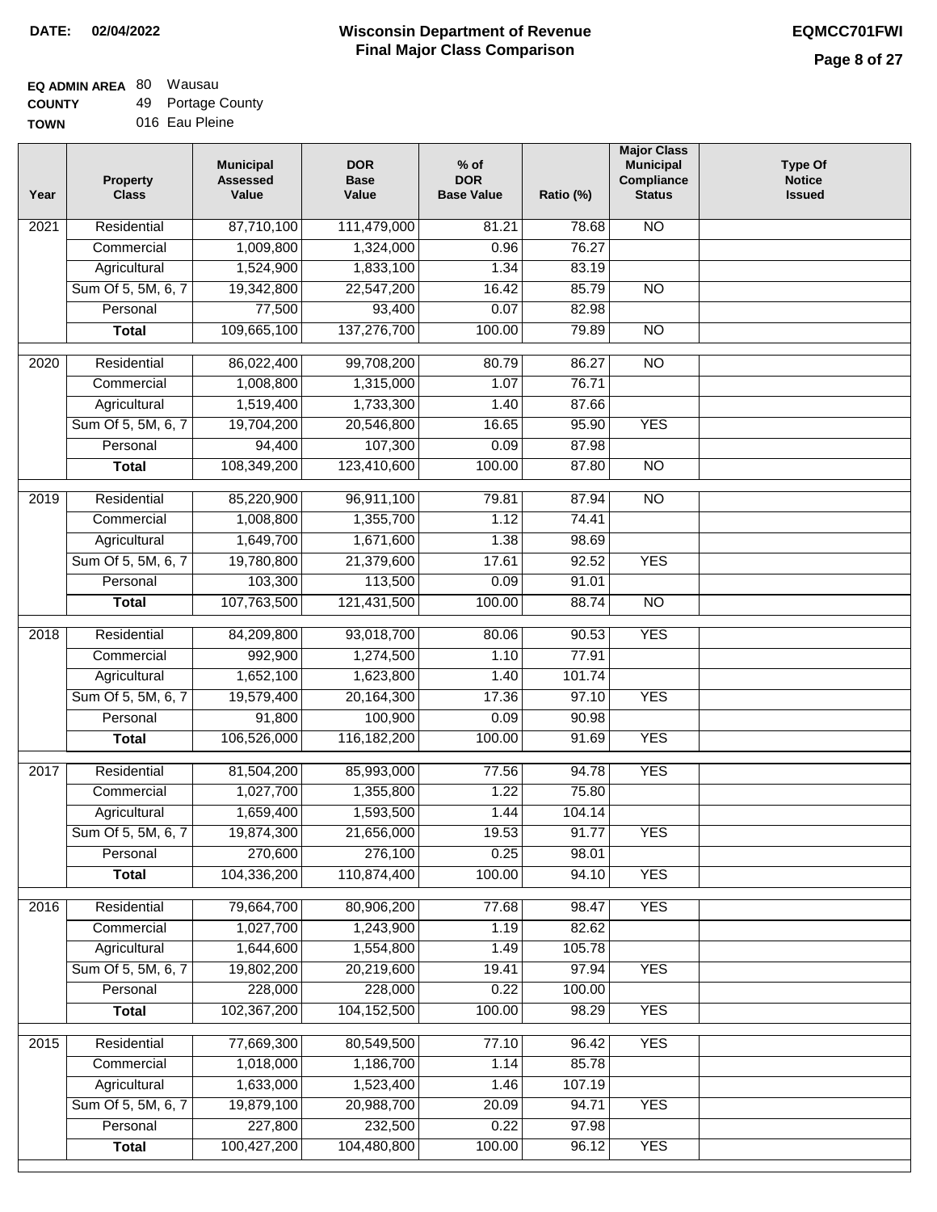**DATE: 02/04/2022**

# Wisconsin Department of Revenue
## Final Major Class Comparison

**EQMCC701FWI**

**EQ ADMIN AREA** 80 Wausau
**COUNTY** 49 Portage County
**TOWN** 016 Eau Pleine

| Year | Property Class | Municipal Assessed Value | DOR Base Value | % of DOR Base Value | Ratio (%) | Major Class Municipal Compliance Status | Type Of Notice Issued |
|---|---|---|---|---|---|---|---|
| 2021 | Residential | 87,710,100 | 111,479,000 | 81.21 | 78.68 | NO | |
| | Commercial | 1,009,800 | 1,324,000 | 0.96 | 76.27 | | |
| | Agricultural | 1,524,900 | 1,833,100 | 1.34 | 83.19 | | |
| | Sum Of 5, 5M, 6, 7 | 19,342,800 | 22,547,200 | 16.42 | 85.79 | NO | |
| | Personal | 77,500 | 93,400 | 0.07 | 82.98 | | |
| | **Total** | 109,665,100 | 137,276,700 | 100.00 | 79.89 | NO | |
| 2020 | Residential | 86,022,400 | 99,708,200 | 80.79 | 86.27 | NO | |
| | Commercial | 1,008,800 | 1,315,000 | 1.07 | 76.71 | | |
| | Agricultural | 1,519,400 | 1,733,300 | 1.40 | 87.66 | | |
| | Sum Of 5, 5M, 6, 7 | 19,704,200 | 20,546,800 | 16.65 | 95.90 | YES | |
| | Personal | 94,400 | 107,300 | 0.09 | 87.98 | | |
| | **Total** | 108,349,200 | 123,410,600 | 100.00 | 87.80 | NO | |
| 2019 | Residential | 85,220,900 | 96,911,100 | 79.81 | 87.94 | NO | |
| | Commercial | 1,008,800 | 1,355,700 | 1.12 | 74.41 | | |
| | Agricultural | 1,649,700 | 1,671,600 | 1.38 | 98.69 | | |
| | Sum Of 5, 5M, 6, 7 | 19,780,800 | 21,379,600 | 17.61 | 92.52 | YES | |
| | Personal | 103,300 | 113,500 | 0.09 | 91.01 | | |
| | **Total** | 107,763,500 | 121,431,500 | 100.00 | 88.74 | NO | |
| 2018 | Residential | 84,209,800 | 93,018,700 | 80.06 | 90.53 | YES | |
| | Commercial | 992,900 | 1,274,500 | 1.10 | 77.91 | | |
| | Agricultural | 1,652,100 | 1,623,800 | 1.40 | 101.74 | | |
| | Sum Of 5, 5M, 6, 7 | 19,579,400 | 20,164,300 | 17.36 | 97.10 | YES | |
| | Personal | 91,800 | 100,900 | 0.09 | 90.98 | | |
| | **Total** | 106,526,000 | 116,182,200 | 100.00 | 91.69 | YES | |
| 2017 | Residential | 81,504,200 | 85,993,000 | 77.56 | 94.78 | YES | |
| | Commercial | 1,027,700 | 1,355,800 | 1.22 | 75.80 | | |
| | Agricultural | 1,659,400 | 1,593,500 | 1.44 | 104.14 | | |
| | Sum Of 5, 5M, 6, 7 | 19,874,300 | 21,656,000 | 19.53 | 91.77 | YES | |
| | Personal | 270,600 | 276,100 | 0.25 | 98.01 | | |
| | **Total** | 104,336,200 | 110,874,400 | 100.00 | 94.10 | YES | |
| 2016 | Residential | 79,664,700 | 80,906,200 | 77.68 | 98.47 | YES | |
| | Commercial | 1,027,700 | 1,243,900 | 1.19 | 82.62 | | |
| | Agricultural | 1,644,600 | 1,554,800 | 1.49 | 105.78 | | |
| | Sum Of 5, 5M, 6, 7 | 19,802,200 | 20,219,600 | 19.41 | 97.94 | YES | |
| | Personal | 228,000 | 228,000 | 0.22 | 100.00 | | |
| | **Total** | 102,367,200 | 104,152,500 | 100.00 | 98.29 | YES | |
| 2015 | Residential | 77,669,300 | 80,549,500 | 77.10 | 96.42 | YES | |
| | Commercial | 1,018,000 | 1,186,700 | 1.14 | 85.78 | | |
| | Agricultural | 1,633,000 | 1,523,400 | 1.46 | 107.19 | | |
| | Sum Of 5, 5M, 6, 7 | 19,879,100 | 20,988,700 | 20.09 | 94.71 | YES | |
| | Personal | 227,800 | 232,500 | 0.22 | 97.98 | | |
| | **Total** | 100,427,200 | 104,480,800 | 100.00 | 96.12 | YES | |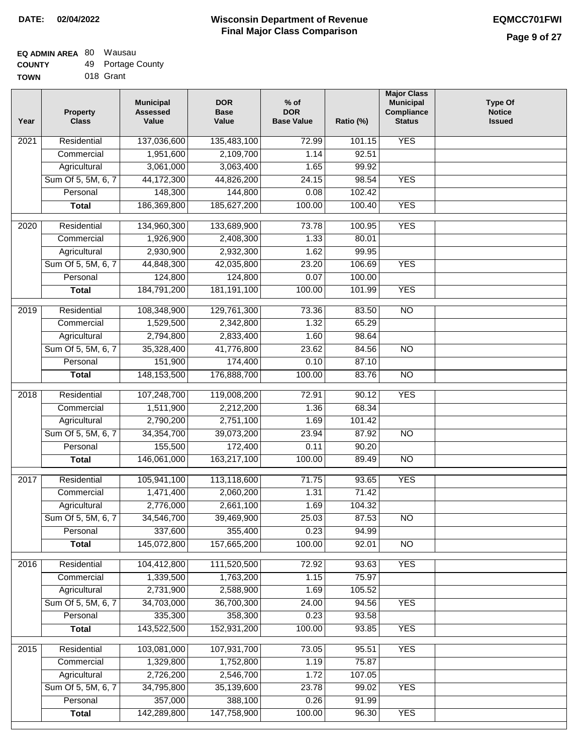**DATE: 02/04/2022**

# Wisconsin Department of Revenue
## Final Major Class Comparison

**EQMCC701FWI**

**EQ ADMIN AREA** 80 Wausau
**COUNTY** 49 Portage County
**TOWN** 018 Grant

| Year | Property Class | Municipal Assessed Value | DOR Base Value | % of DOR Base Value | Ratio (%) | Major Class Municipal Compliance Status | Type Of Notice Issued |
|---|---|---|---|---|---|---|---|
| 2021 | Residential | 137,036,600 | 135,483,100 | 72.99 | 101.15 | YES | |
| | Commercial | 1,951,600 | 2,109,700 | 1.14 | 92.51 | | |
| | Agricultural | 3,061,000 | 3,063,400 | 1.65 | 99.92 | | |
| | Sum Of 5, 5M, 6, 7 | 44,172,300 | 44,826,200 | 24.15 | 98.54 | YES | |
| | Personal | 148,300 | 144,800 | 0.08 | 102.42 | | |
| | **Total** | 186,369,800 | 185,627,200 | 100.00 | 100.40 | YES | |
| 2020 | Residential | 134,960,300 | 133,689,900 | 73.78 | 100.95 | YES | |
| | Commercial | 1,926,900 | 2,408,300 | 1.33 | 80.01 | | |
| | Agricultural | 2,930,900 | 2,932,300 | 1.62 | 99.95 | | |
| | Sum Of 5, 5M, 6, 7 | 44,848,300 | 42,035,800 | 23.20 | 106.69 | YES | |
| | Personal | 124,800 | 124,800 | 0.07 | 100.00 | | |
| | **Total** | 184,791,200 | 181,191,100 | 100.00 | 101.99 | YES | |
| 2019 | Residential | 108,348,900 | 129,761,300 | 73.36 | 83.50 | NO | |
| | Commercial | 1,529,500 | 2,342,800 | 1.32 | 65.29 | | |
| | Agricultural | 2,794,800 | 2,833,400 | 1.60 | 98.64 | | |
| | Sum Of 5, 5M, 6, 7 | 35,328,400 | 41,776,800 | 23.62 | 84.56 | NO | |
| | Personal | 151,900 | 174,400 | 0.10 | 87.10 | | |
| | **Total** | 148,153,500 | 176,888,700 | 100.00 | 83.76 | NO | |
| 2018 | Residential | 107,248,700 | 119,008,200 | 72.91 | 90.12 | YES | |
| | Commercial | 1,511,900 | 2,212,200 | 1.36 | 68.34 | | |
| | Agricultural | 2,790,200 | 2,751,100 | 1.69 | 101.42 | | |
| | Sum Of 5, 5M, 6, 7 | 34,354,700 | 39,073,200 | 23.94 | 87.92 | NO | |
| | Personal | 155,500 | 172,400 | 0.11 | 90.20 | | |
| | **Total** | 146,061,000 | 163,217,100 | 100.00 | 89.49 | NO | |
| 2017 | Residential | 105,941,100 | 113,118,600 | 71.75 | 93.65 | YES | |
| | Commercial | 1,471,400 | 2,060,200 | 1.31 | 71.42 | | |
| | Agricultural | 2,776,000 | 2,661,100 | 1.69 | 104.32 | | |
| | Sum Of 5, 5M, 6, 7 | 34,546,700 | 39,469,900 | 25.03 | 87.53 | NO | |
| | Personal | 337,600 | 355,400 | 0.23 | 94.99 | | |
| | **Total** | 145,072,800 | 157,665,200 | 100.00 | 92.01 | NO | |
| 2016 | Residential | 104,412,800 | 111,520,500 | 72.92 | 93.63 | YES | |
| | Commercial | 1,339,500 | 1,763,200 | 1.15 | 75.97 | | |
| | Agricultural | 2,731,900 | 2,588,900 | 1.69 | 105.52 | | |
| | Sum Of 5, 5M, 6, 7 | 34,703,000 | 36,700,300 | 24.00 | 94.56 | YES | |
| | Personal | 335,300 | 358,300 | 0.23 | 93.58 | | |
| | **Total** | 143,522,500 | 152,931,200 | 100.00 | 93.85 | YES | |
| 2015 | Residential | 103,081,000 | 107,931,700 | 73.05 | 95.51 | YES | |
| | Commercial | 1,329,800 | 1,752,800 | 1.19 | 75.87 | | |
| | Agricultural | 2,726,200 | 2,546,700 | 1.72 | 107.05 | | |
| | Sum Of 5, 5M, 6, 7 | 34,795,800 | 35,139,600 | 23.78 | 99.02 | YES | |
| | Personal | 357,000 | 388,100 | 0.26 | 91.99 | | |
| | **Total** | 142,289,800 | 147,758,900 | 100.00 | 96.30 | YES | |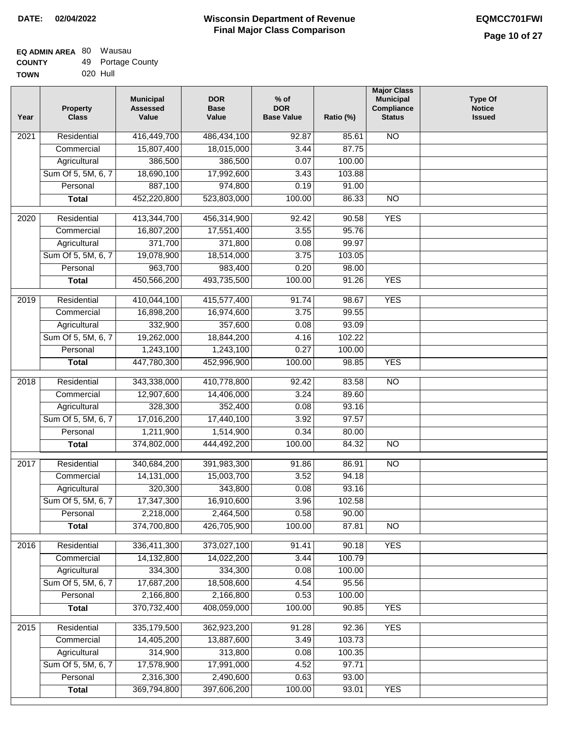**DATE: 02/04/2022**

# Wisconsin Department of Revenue
## Final Major Class Comparison

**EQMCC701FWI**

**EQ ADMIN AREA** 80 Wausau
**COUNTY** 49 Portage County
**TOWN** 020 Hull

| Year | Property Class | Municipal Assessed Value | DOR Base Value | % of DOR Base Value | Ratio (%) | Major Class Municipal Compliance Status | Type Of Notice Issued |
|---|---|---|---|---|---|---|---|
| 2021 | Residential | 416,449,700 | 486,434,100 | 92.87 | 85.61 | NO | |
| | Commercial | 15,807,400 | 18,015,000 | 3.44 | 87.75 | | |
| | Agricultural | 386,500 | 386,500 | 0.07 | 100.00 | | |
| | Sum Of 5, 5M, 6, 7 | 18,690,100 | 17,992,600 | 3.43 | 103.88 | | |
| | Personal | 887,100 | 974,800 | 0.19 | 91.00 | | |
| | **Total** | 452,220,800 | 523,803,000 | 100.00 | 86.33 | NO | |
| 2020 | Residential | 413,344,700 | 456,314,900 | 92.42 | 90.58 | YES | |
| | Commercial | 16,807,200 | 17,551,400 | 3.55 | 95.76 | | |
| | Agricultural | 371,700 | 371,800 | 0.08 | 99.97 | | |
| | Sum Of 5, 5M, 6, 7 | 19,078,900 | 18,514,000 | 3.75 | 103.05 | | |
| | Personal | 963,700 | 983,400 | 0.20 | 98.00 | | |
| | **Total** | 450,566,200 | 493,735,500 | 100.00 | 91.26 | YES | |
| 2019 | Residential | 410,044,100 | 415,577,400 | 91.74 | 98.67 | YES | |
| | Commercial | 16,898,200 | 16,974,600 | 3.75 | 99.55 | | |
| | Agricultural | 332,900 | 357,600 | 0.08 | 93.09 | | |
| | Sum Of 5, 5M, 6, 7 | 19,262,000 | 18,844,200 | 4.16 | 102.22 | | |
| | Personal | 1,243,100 | 1,243,100 | 0.27 | 100.00 | | |
| | **Total** | 447,780,300 | 452,996,900 | 100.00 | 98.85 | YES | |
| 2018 | Residential | 343,338,000 | 410,778,800 | 92.42 | 83.58 | NO | |
| | Commercial | 12,907,600 | 14,406,000 | 3.24 | 89.60 | | |
| | Agricultural | 328,300 | 352,400 | 0.08 | 93.16 | | |
| | Sum Of 5, 5M, 6, 7 | 17,016,200 | 17,440,100 | 3.92 | 97.57 | | |
| | Personal | 1,211,900 | 1,514,900 | 0.34 | 80.00 | | |
| | **Total** | 374,802,000 | 444,492,200 | 100.00 | 84.32 | NO | |
| 2017 | Residential | 340,684,200 | 391,983,300 | 91.86 | 86.91 | NO | |
| | Commercial | 14,131,000 | 15,003,700 | 3.52 | 94.18 | | |
| | Agricultural | 320,300 | 343,800 | 0.08 | 93.16 | | |
| | Sum Of 5, 5M, 6, 7 | 17,347,300 | 16,910,600 | 3.96 | 102.58 | | |
| | Personal | 2,218,000 | 2,464,500 | 0.58 | 90.00 | | |
| | **Total** | 374,700,800 | 426,705,900 | 100.00 | 87.81 | NO | |
| 2016 | Residential | 336,411,300 | 373,027,100 | 91.41 | 90.18 | YES | |
| | Commercial | 14,132,800 | 14,022,200 | 3.44 | 100.79 | | |
| | Agricultural | 334,300 | 334,300 | 0.08 | 100.00 | | |
| | Sum Of 5, 5M, 6, 7 | 17,687,200 | 18,508,600 | 4.54 | 95.56 | | |
| | Personal | 2,166,800 | 2,166,800 | 0.53 | 100.00 | | |
| | **Total** | 370,732,400 | 408,059,000 | 100.00 | 90.85 | YES | |
| 2015 | Residential | 335,179,500 | 362,923,200 | 91.28 | 92.36 | YES | |
| | Commercial | 14,405,200 | 13,887,600 | 3.49 | 103.73 | | |
| | Agricultural | 314,900 | 313,800 | 0.08 | 100.35 | | |
| | Sum Of 5, 5M, 6, 7 | 17,578,900 | 17,991,000 | 4.52 | 97.71 | | |
| | Personal | 2,316,300 | 2,490,600 | 0.63 | 93.00 | | |
| | **Total** | 369,794,800 | 397,606,200 | 100.00 | 93.01 | YES | |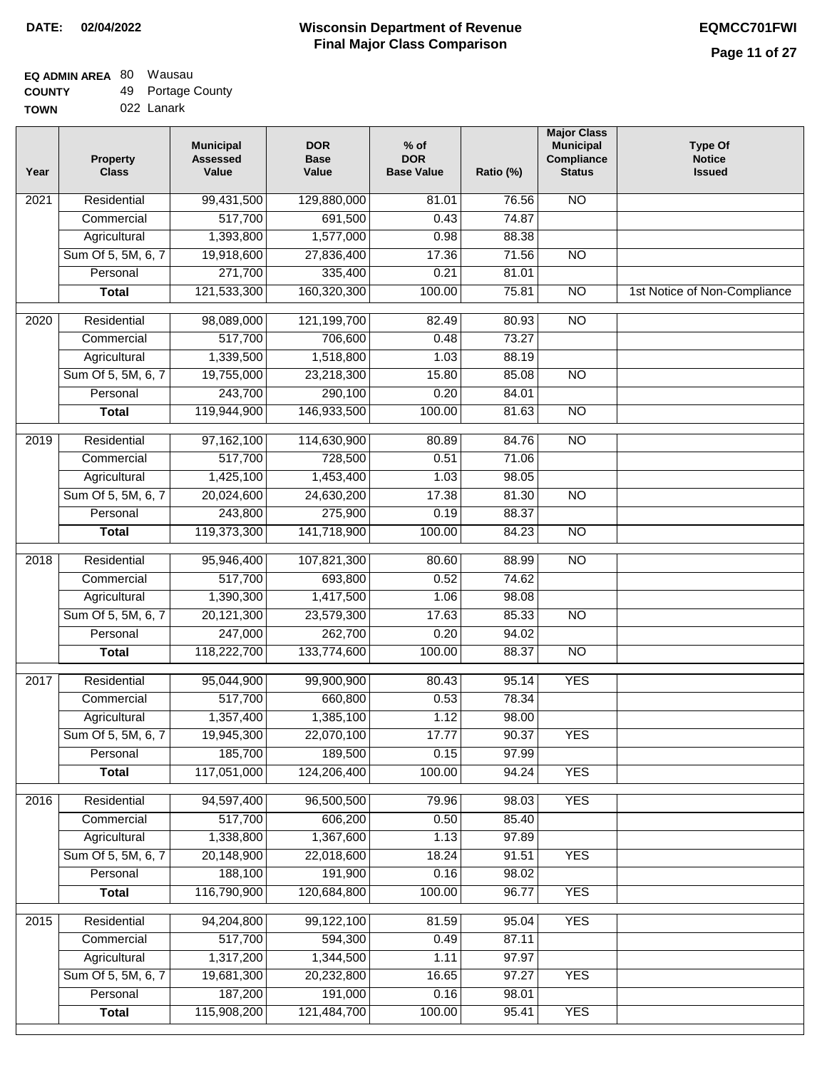**DATE:** 02/04/2022

# Wisconsin Department of Revenue
## Final Major Class Comparison

**EQMCC701FWI**

**EQ ADMIN AREA** 80 Wausau
**COUNTY** 49 Portage County
**TOWN** 022 Lanark

| Year | Property Class | Municipal Assessed Value | DOR Base Value | % of DOR Base Value | Ratio (%) | Major Class Municipal Compliance Status | Type Of Notice Issued |
|---|---|---|---|---|---|---|---|
| 2021 | Residential | 99,431,500 | 129,880,000 | 81.01 | 76.56 | NO | |
| | Commercial | 517,700 | 691,500 | 0.43 | 74.87 | | |
| | Agricultural | 1,393,800 | 1,577,000 | 0.98 | 88.38 | | |
| | Sum Of 5, 5M, 6, 7 | 19,918,600 | 27,836,400 | 17.36 | 71.56 | NO | |
| | Personal | 271,700 | 335,400 | 0.21 | 81.01 | | |
| | **Total** | 121,533,300 | 160,320,300 | 100.00 | 75.81 | NO | 1st Notice of Non-Compliance |
| 2020 | Residential | 98,089,000 | 121,199,700 | 82.49 | 80.93 | NO | |
| | Commercial | 517,700 | 706,600 | 0.48 | 73.27 | | |
| | Agricultural | 1,339,500 | 1,518,800 | 1.03 | 88.19 | | |
| | Sum Of 5, 5M, 6, 7 | 19,755,000 | 23,218,300 | 15.80 | 85.08 | NO | |
| | Personal | 243,700 | 290,100 | 0.20 | 84.01 | | |
| | **Total** | 119,944,900 | 146,933,500 | 100.00 | 81.63 | NO | |
| 2019 | Residential | 97,162,100 | 114,630,900 | 80.89 | 84.76 | NO | |
| | Commercial | 517,700 | 728,500 | 0.51 | 71.06 | | |
| | Agricultural | 1,425,100 | 1,453,400 | 1.03 | 98.05 | | |
| | Sum Of 5, 5M, 6, 7 | 20,024,600 | 24,630,200 | 17.38 | 81.30 | NO | |
| | Personal | 243,800 | 275,900 | 0.19 | 88.37 | | |
| | **Total** | 119,373,300 | 141,718,900 | 100.00 | 84.23 | NO | |
| 2018 | Residential | 95,946,400 | 107,821,300 | 80.60 | 88.99 | NO | |
| | Commercial | 517,700 | 693,800 | 0.52 | 74.62 | | |
| | Agricultural | 1,390,300 | 1,417,500 | 1.06 | 98.08 | | |
| | Sum Of 5, 5M, 6, 7 | 20,121,300 | 23,579,300 | 17.63 | 85.33 | NO | |
| | Personal | 247,000 | 262,700 | 0.20 | 94.02 | | |
| | **Total** | 118,222,700 | 133,774,600 | 100.00 | 88.37 | NO | |
| 2017 | Residential | 95,044,900 | 99,900,900 | 80.43 | 95.14 | YES | |
| | Commercial | 517,700 | 660,800 | 0.53 | 78.34 | | |
| | Agricultural | 1,357,400 | 1,385,100 | 1.12 | 98.00 | | |
| | Sum Of 5, 5M, 6, 7 | 19,945,300 | 22,070,100 | 17.77 | 90.37 | YES | |
| | Personal | 185,700 | 189,500 | 0.15 | 97.99 | | |
| | **Total** | 117,051,000 | 124,206,400 | 100.00 | 94.24 | YES | |
| 2016 | Residential | 94,597,400 | 96,500,500 | 79.96 | 98.03 | YES | |
| | Commercial | 517,700 | 606,200 | 0.50 | 85.40 | | |
| | Agricultural | 1,338,800 | 1,367,600 | 1.13 | 97.89 | | |
| | Sum Of 5, 5M, 6, 7 | 20,148,900 | 22,018,600 | 18.24 | 91.51 | YES | |
| | Personal | 188,100 | 191,900 | 0.16 | 98.02 | | |
| | **Total** | 116,790,900 | 120,684,800 | 100.00 | 96.77 | YES | |
| 2015 | Residential | 94,204,800 | 99,122,100 | 81.59 | 95.04 | YES | |
| | Commercial | 517,700 | 594,300 | 0.49 | 87.11 | | |
| | Agricultural | 1,317,200 | 1,344,500 | 1.11 | 97.97 | | |
| | Sum Of 5, 5M, 6, 7 | 19,681,300 | 20,232,800 | 16.65 | 97.27 | YES | |
| | Personal | 187,200 | 191,000 | 0.16 | 98.01 | | |
| | **Total** | 115,908,200 | 121,484,700 | 100.00 | 95.41 | YES | |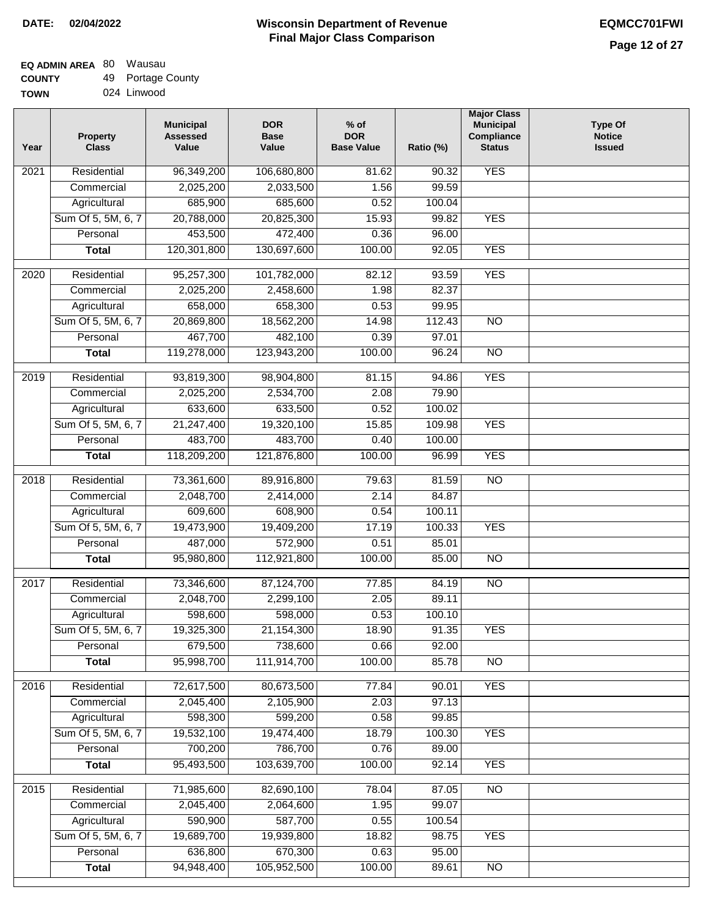**DATE: 02/04/2022**

# Wisconsin Department of Revenue
## Final Major Class Comparison

**EQMCC701FWI**

**EQ ADMIN AREA** 80 Wausau
**COUNTY** 49 Portage County
**TOWN** 024 Linwood

| Year | Property Class | Municipal Assessed Value | DOR Base Value | % of DOR Base Value | Ratio (%) | Major Class Municipal Compliance Status | Type Of Notice Issued |
|---|---|---|---|---|---|---|---|
| 2021 | Residential | 96,349,200 | 106,680,800 | 81.62 | 90.32 | YES | |
| | Commercial | 2,025,200 | 2,033,500 | 1.56 | 99.59 | | |
| | Agricultural | 685,900 | 685,600 | 0.52 | 100.04 | | |
| | Sum Of 5, 5M, 6, 7 | 20,788,000 | 20,825,300 | 15.93 | 99.82 | YES | |
| | Personal | 453,500 | 472,400 | 0.36 | 96.00 | | |
| | **Total** | 120,301,800 | 130,697,600 | 100.00 | 92.05 | YES | |
| 2020 | Residential | 95,257,300 | 101,782,000 | 82.12 | 93.59 | YES | |
| | Commercial | 2,025,200 | 2,458,600 | 1.98 | 82.37 | | |
| | Agricultural | 658,000 | 658,300 | 0.53 | 99.95 | | |
| | Sum Of 5, 5M, 6, 7 | 20,869,800 | 18,562,200 | 14.98 | 112.43 | NO | |
| | Personal | 467,700 | 482,100 | 0.39 | 97.01 | | |
| | **Total** | 119,278,000 | 123,943,200 | 100.00 | 96.24 | NO | |
| 2019 | Residential | 93,819,300 | 98,904,800 | 81.15 | 94.86 | YES | |
| | Commercial | 2,025,200 | 2,534,700 | 2.08 | 79.90 | | |
| | Agricultural | 633,600 | 633,500 | 0.52 | 100.02 | | |
| | Sum Of 5, 5M, 6, 7 | 21,247,400 | 19,320,100 | 15.85 | 109.98 | YES | |
| | Personal | 483,700 | 483,700 | 0.40 | 100.00 | | |
| | **Total** | 118,209,200 | 121,876,800 | 100.00 | 96.99 | YES | |
| 2018 | Residential | 73,361,600 | 89,916,800 | 79.63 | 81.59 | NO | |
| | Commercial | 2,048,700 | 2,414,000 | 2.14 | 84.87 | | |
| | Agricultural | 609,600 | 608,900 | 0.54 | 100.11 | | |
| | Sum Of 5, 5M, 6, 7 | 19,473,900 | 19,409,200 | 17.19 | 100.33 | YES | |
| | Personal | 487,000 | 572,900 | 0.51 | 85.01 | | |
| | **Total** | 95,980,800 | 112,921,800 | 100.00 | 85.00 | NO | |
| 2017 | Residential | 73,346,600 | 87,124,700 | 77.85 | 84.19 | NO | |
| | Commercial | 2,048,700 | 2,299,100 | 2.05 | 89.11 | | |
| | Agricultural | 598,600 | 598,000 | 0.53 | 100.10 | | |
| | Sum Of 5, 5M, 6, 7 | 19,325,300 | 21,154,300 | 18.90 | 91.35 | YES | |
| | Personal | 679,500 | 738,600 | 0.66 | 92.00 | | |
| | **Total** | 95,998,700 | 111,914,700 | 100.00 | 85.78 | NO | |
| 2016 | Residential | 72,617,500 | 80,673,500 | 77.84 | 90.01 | YES | |
| | Commercial | 2,045,400 | 2,105,900 | 2.03 | 97.13 | | |
| | Agricultural | 598,300 | 599,200 | 0.58 | 99.85 | | |
| | Sum Of 5, 5M, 6, 7 | 19,532,100 | 19,474,400 | 18.79 | 100.30 | YES | |
| | Personal | 700,200 | 786,700 | 0.76 | 89.00 | | |
| | **Total** | 95,493,500 | 103,639,700 | 100.00 | 92.14 | YES | |
| 2015 | Residential | 71,985,600 | 82,690,100 | 78.04 | 87.05 | NO | |
| | Commercial | 2,045,400 | 2,064,600 | 1.95 | 99.07 | | |
| | Agricultural | 590,900 | 587,700 | 0.55 | 100.54 | | |
| | Sum Of 5, 5M, 6, 7 | 19,689,700 | 19,939,800 | 18.82 | 98.75 | YES | |
| | Personal | 636,800 | 670,300 | 0.63 | 95.00 | | |
| | **Total** | 94,948,400 | 105,952,500 | 100.00 | 89.61 | NO | |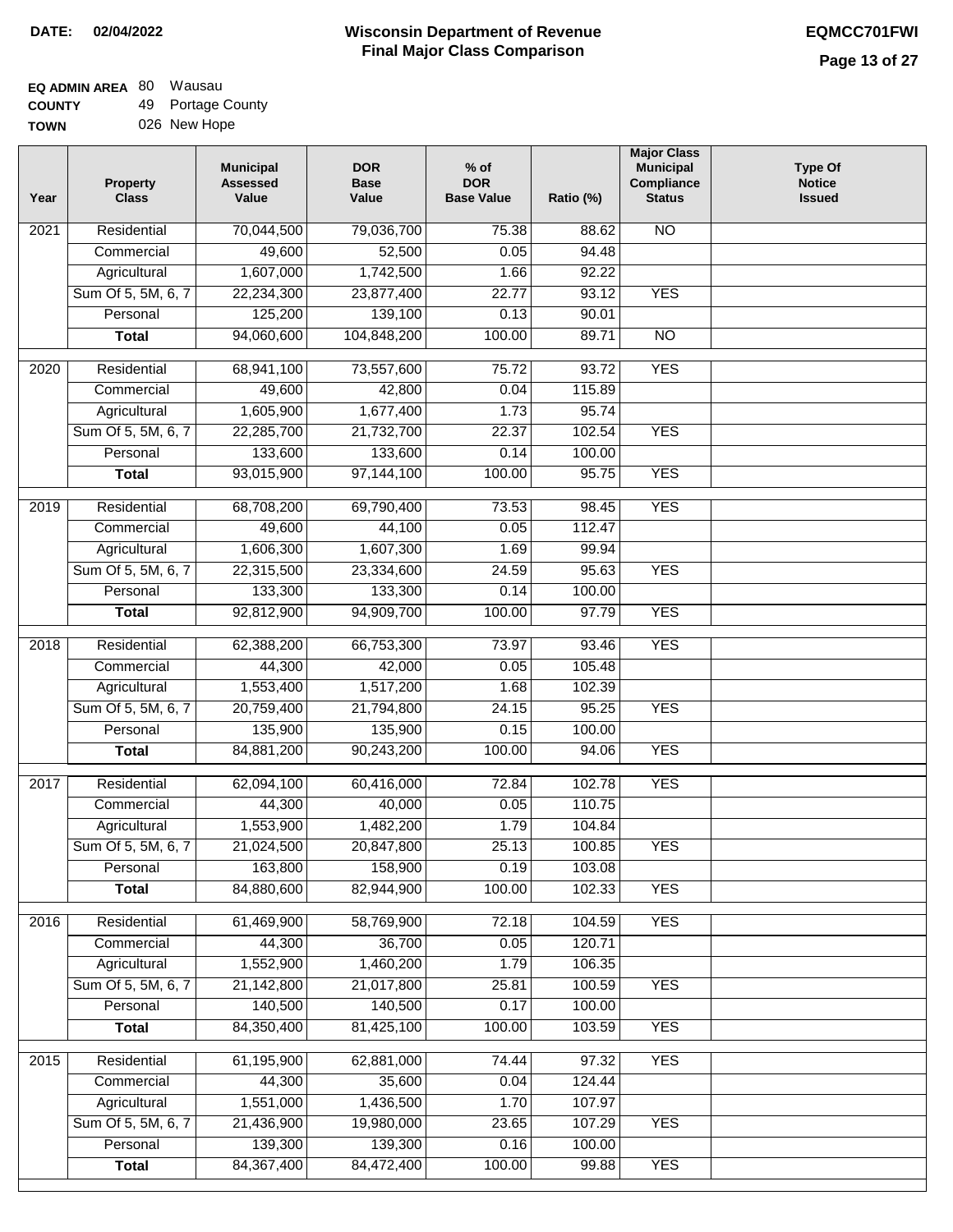**DATE: 02/04/2022**

# Wisconsin Department of Revenue
## Final Major Class Comparison

**EQMCC701FWI**

**EQ ADMIN AREA** 80 Wausau
**COUNTY** 49 Portage County
**TOWN** 026 New Hope

| Year | Property Class | Municipal Assessed Value | DOR Base Value | % of DOR Base Value | Ratio (%) | Major Class Municipal Compliance Status | Type Of Notice Issued |
|---|---|---|---|---|---|---|---|
| 2021 | Residential | 70,044,500 | 79,036,700 | 75.38 | 88.62 | NO | |
| | Commercial | 49,600 | 52,500 | 0.05 | 94.48 | | |
| | Agricultural | 1,607,000 | 1,742,500 | 1.66 | 92.22 | | |
| | Sum Of 5, 5M, 6, 7 | 22,234,300 | 23,877,400 | 22.77 | 93.12 | YES | |
| | Personal | 125,200 | 139,100 | 0.13 | 90.01 | | |
| | **Total** | 94,060,600 | 104,848,200 | 100.00 | 89.71 | NO | |
| 2020 | Residential | 68,941,100 | 73,557,600 | 75.72 | 93.72 | YES | |
| | Commercial | 49,600 | 42,800 | 0.04 | 115.89 | | |
| | Agricultural | 1,605,900 | 1,677,400 | 1.73 | 95.74 | | |
| | Sum Of 5, 5M, 6, 7 | 22,285,700 | 21,732,700 | 22.37 | 102.54 | YES | |
| | Personal | 133,600 | 133,600 | 0.14 | 100.00 | | |
| | **Total** | 93,015,900 | 97,144,100 | 100.00 | 95.75 | YES | |
| 2019 | Residential | 68,708,200 | 69,790,400 | 73.53 | 98.45 | YES | |
| | Commercial | 49,600 | 44,100 | 0.05 | 112.47 | | |
| | Agricultural | 1,606,300 | 1,607,300 | 1.69 | 99.94 | | |
| | Sum Of 5, 5M, 6, 7 | 22,315,500 | 23,334,600 | 24.59 | 95.63 | YES | |
| | Personal | 133,300 | 133,300 | 0.14 | 100.00 | | |
| | **Total** | 92,812,900 | 94,909,700 | 100.00 | 97.79 | YES | |
| 2018 | Residential | 62,388,200 | 66,753,300 | 73.97 | 93.46 | YES | |
| | Commercial | 44,300 | 42,000 | 0.05 | 105.48 | | |
| | Agricultural | 1,553,400 | 1,517,200 | 1.68 | 102.39 | | |
| | Sum Of 5, 5M, 6, 7 | 20,759,400 | 21,794,800 | 24.15 | 95.25 | YES | |
| | Personal | 135,900 | 135,900 | 0.15 | 100.00 | | |
| | **Total** | 84,881,200 | 90,243,200 | 100.00 | 94.06 | YES | |
| 2017 | Residential | 62,094,100 | 60,416,000 | 72.84 | 102.78 | YES | |
| | Commercial | 44,300 | 40,000 | 0.05 | 110.75 | | |
| | Agricultural | 1,553,900 | 1,482,200 | 1.79 | 104.84 | | |
| | Sum Of 5, 5M, 6, 7 | 21,024,500 | 20,847,800 | 25.13 | 100.85 | YES | |
| | Personal | 163,800 | 158,900 | 0.19 | 103.08 | | |
| | **Total** | 84,880,600 | 82,944,900 | 100.00 | 102.33 | YES | |
| 2016 | Residential | 61,469,900 | 58,769,900 | 72.18 | 104.59 | YES | |
| | Commercial | 44,300 | 36,700 | 0.05 | 120.71 | | |
| | Agricultural | 1,552,900 | 1,460,200 | 1.79 | 106.35 | | |
| | Sum Of 5, 5M, 6, 7 | 21,142,800 | 21,017,800 | 25.81 | 100.59 | YES | |
| | Personal | 140,500 | 140,500 | 0.17 | 100.00 | | |
| | **Total** | 84,350,400 | 81,425,100 | 100.00 | 103.59 | YES | |
| 2015 | Residential | 61,195,900 | 62,881,000 | 74.44 | 97.32 | YES | |
| | Commercial | 44,300 | 35,600 | 0.04 | 124.44 | | |
| | Agricultural | 1,551,000 | 1,436,500 | 1.70 | 107.97 | | |
| | Sum Of 5, 5M, 6, 7 | 21,436,900 | 19,980,000 | 23.65 | 107.29 | YES | |
| | Personal | 139,300 | 139,300 | 0.16 | 100.00 | | |
| | **Total** | 84,367,400 | 84,472,400 | 100.00 | 99.88 | YES | |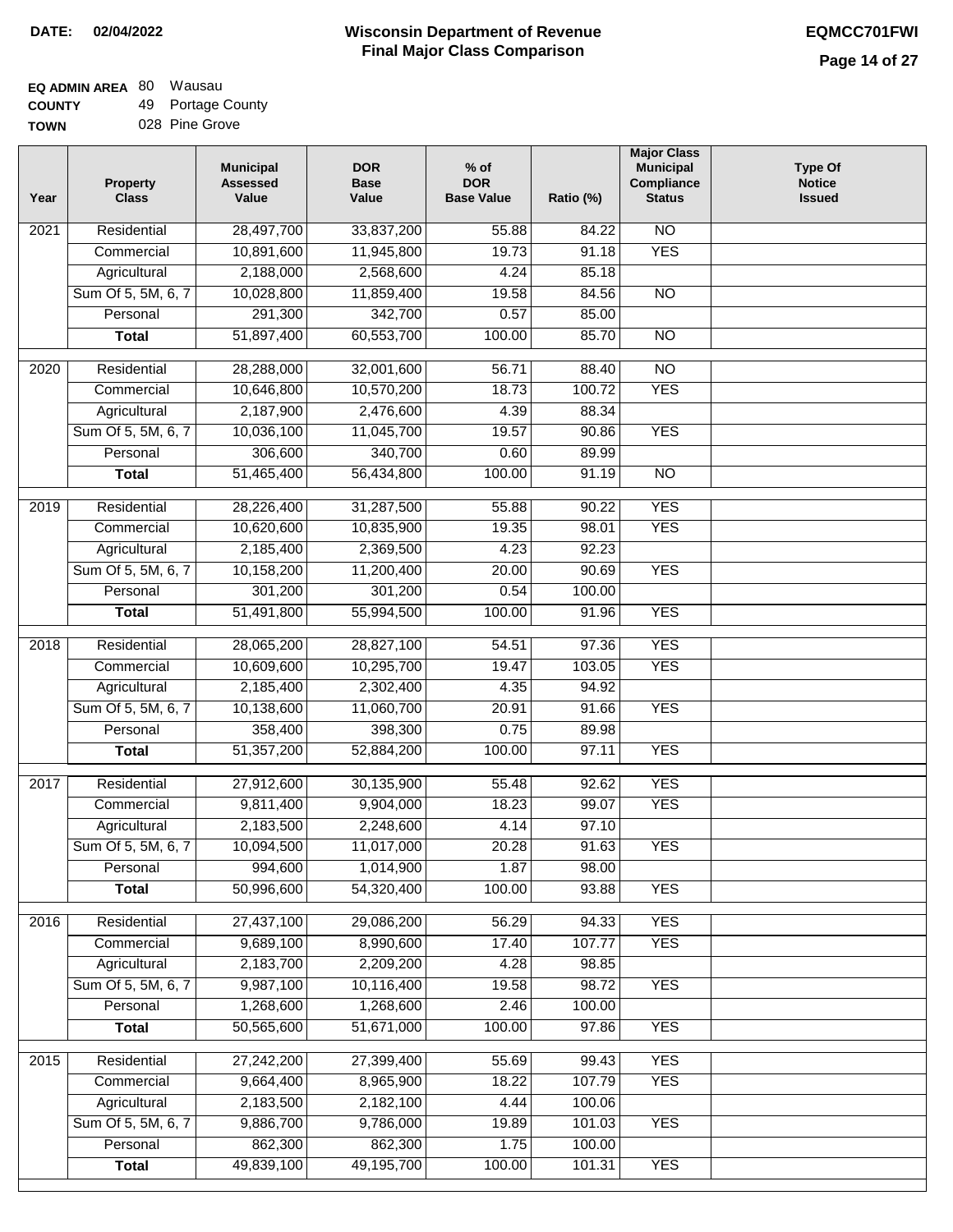**DATE:** 02/04/2022

# Wisconsin Department of Revenue
## Final Major Class Comparison

**EQMCC701FWI**

**EQ ADMIN AREA** 80 Wausau
**COUNTY** 49 Portage County
**TOWN** 028 Pine Grove

| Year | Property Class | Municipal Assessed Value | DOR Base Value | % of DOR Base Value | Ratio (%) | Major Class Municipal Compliance Status | Type Of Notice Issued |
|---|---|---|---|---|---|---|---|
| 2021 | Residential | 28,497,700 | 33,837,200 | 55.88 | 84.22 | NO | |
| | Commercial | 10,891,600 | 11,945,800 | 19.73 | 91.18 | YES | |
| | Agricultural | 2,188,000 | 2,568,600 | 4.24 | 85.18 | | |
| | Sum Of 5, 5M, 6, 7 | 10,028,800 | 11,859,400 | 19.58 | 84.56 | NO | |
| | Personal | 291,300 | 342,700 | 0.57 | 85.00 | | |
| | **Total** | 51,897,400 | 60,553,700 | 100.00 | 85.70 | NO | |
| 2020 | Residential | 28,288,000 | 32,001,600 | 56.71 | 88.40 | NO | |
| | Commercial | 10,646,800 | 10,570,200 | 18.73 | 100.72 | YES | |
| | Agricultural | 2,187,900 | 2,476,600 | 4.39 | 88.34 | | |
| | Sum Of 5, 5M, 6, 7 | 10,036,100 | 11,045,700 | 19.57 | 90.86 | YES | |
| | Personal | 306,600 | 340,700 | 0.60 | 89.99 | | |
| | **Total** | 51,465,400 | 56,434,800 | 100.00 | 91.19 | NO | |
| 2019 | Residential | 28,226,400 | 31,287,500 | 55.88 | 90.22 | YES | |
| | Commercial | 10,620,600 | 10,835,900 | 19.35 | 98.01 | YES | |
| | Agricultural | 2,185,400 | 2,369,500 | 4.23 | 92.23 | | |
| | Sum Of 5, 5M, 6, 7 | 10,158,200 | 11,200,400 | 20.00 | 90.69 | YES | |
| | Personal | 301,200 | 301,200 | 0.54 | 100.00 | | |
| | **Total** | 51,491,800 | 55,994,500 | 100.00 | 91.96 | YES | |
| 2018 | Residential | 28,065,200 | 28,827,100 | 54.51 | 97.36 | YES | |
| | Commercial | 10,609,600 | 10,295,700 | 19.47 | 103.05 | YES | |
| | Agricultural | 2,185,400 | 2,302,400 | 4.35 | 94.92 | | |
| | Sum Of 5, 5M, 6, 7 | 10,138,600 | 11,060,700 | 20.91 | 91.66 | YES | |
| | Personal | 358,400 | 398,300 | 0.75 | 89.98 | | |
| | **Total** | 51,357,200 | 52,884,200 | 100.00 | 97.11 | YES | |
| 2017 | Residential | 27,912,600 | 30,135,900 | 55.48 | 92.62 | YES | |
| | Commercial | 9,811,400 | 9,904,000 | 18.23 | 99.07 | YES | |
| | Agricultural | 2,183,500 | 2,248,600 | 4.14 | 97.10 | | |
| | Sum Of 5, 5M, 6, 7 | 10,094,500 | 11,017,000 | 20.28 | 91.63 | YES | |
| | Personal | 994,600 | 1,014,900 | 1.87 | 98.00 | | |
| | **Total** | 50,996,600 | 54,320,400 | 100.00 | 93.88 | YES | |
| 2016 | Residential | 27,437,100 | 29,086,200 | 56.29 | 94.33 | YES | |
| | Commercial | 9,689,100 | 8,990,600 | 17.40 | 107.77 | YES | |
| | Agricultural | 2,183,700 | 2,209,200 | 4.28 | 98.85 | | |
| | Sum Of 5, 5M, 6, 7 | 9,987,100 | 10,116,400 | 19.58 | 98.72 | YES | |
| | Personal | 1,268,600 | 1,268,600 | 2.46 | 100.00 | | |
| | **Total** | 50,565,600 | 51,671,000 | 100.00 | 97.86 | YES | |
| 2015 | Residential | 27,242,200 | 27,399,400 | 55.69 | 99.43 | YES | |
| | Commercial | 9,664,400 | 8,965,900 | 18.22 | 107.79 | YES | |
| | Agricultural | 2,183,500 | 2,182,100 | 4.44 | 100.06 | | |
| | Sum Of 5, 5M, 6, 7 | 9,886,700 | 9,786,000 | 19.89 | 101.03 | YES | |
| | Personal | 862,300 | 862,300 | 1.75 | 100.00 | | |
| | **Total** | 49,839,100 | 49,195,700 | 100.00 | 101.31 | YES | |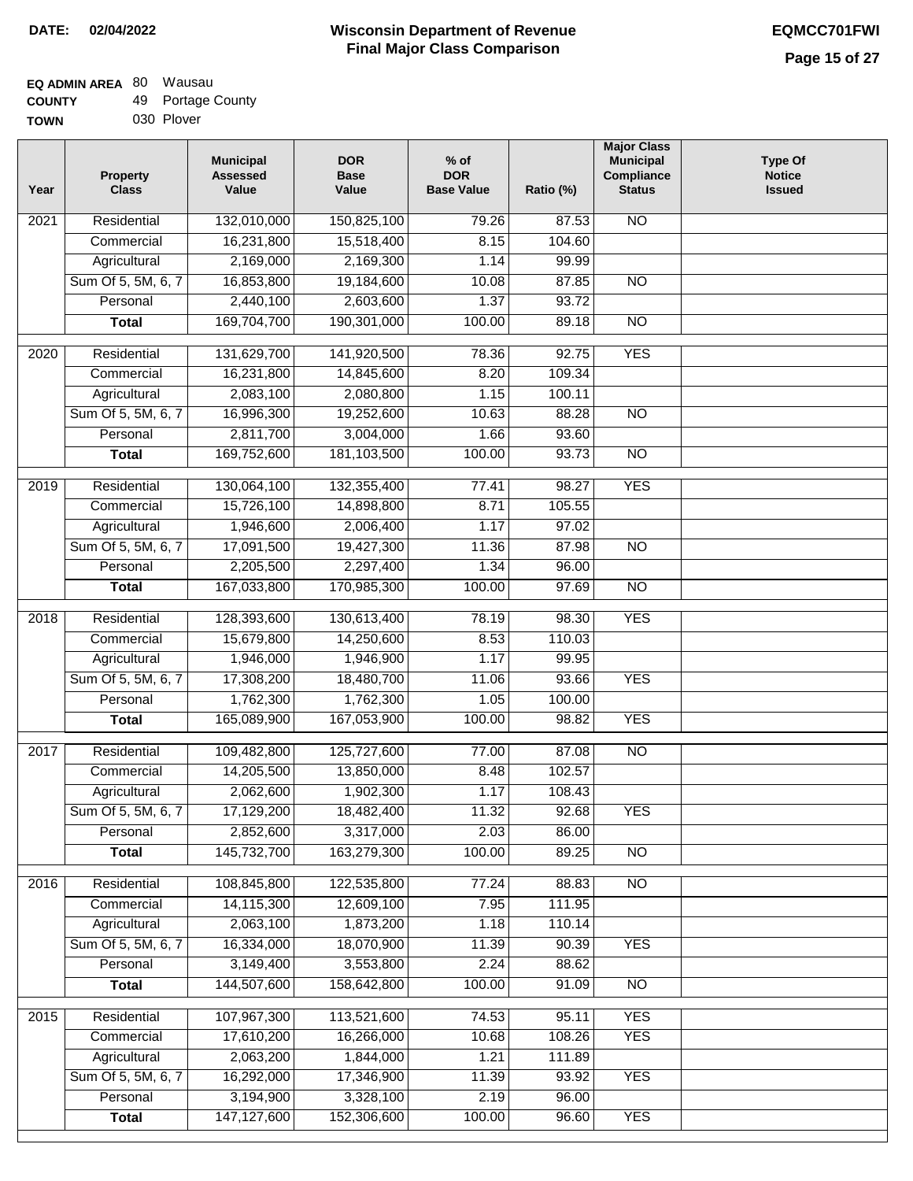**DATE: 02/04/2022**

# Wisconsin Department of Revenue
## Final Major Class Comparison

**EQMCC701FWI**

**EQ ADMIN AREA** 80 Wausau
**COUNTY** 49 Portage County
**TOWN** 030 Plover

| Year | Property Class | Municipal Assessed Value | DOR Base Value | % of DOR Base Value | Ratio (%) | Major Class Municipal Compliance Status | Type Of Notice Issued |
|---|---|---|---|---|---|---|---|
| 2021 | Residential | 132,010,000 | 150,825,100 | 79.26 | 87.53 | NO | |
| | Commercial | 16,231,800 | 15,518,400 | 8.15 | 104.60 | | |
| | Agricultural | 2,169,000 | 2,169,300 | 1.14 | 99.99 | | |
| | Sum Of 5, 5M, 6, 7 | 16,853,800 | 19,184,600 | 10.08 | 87.85 | NO | |
| | Personal | 2,440,100 | 2,603,600 | 1.37 | 93.72 | | |
| | **Total** | 169,704,700 | 190,301,000 | 100.00 | 89.18 | NO | |
| 2020 | Residential | 131,629,700 | 141,920,500 | 78.36 | 92.75 | YES | |
| | Commercial | 16,231,800 | 14,845,600 | 8.20 | 109.34 | | |
| | Agricultural | 2,083,100 | 2,080,800 | 1.15 | 100.11 | | |
| | Sum Of 5, 5M, 6, 7 | 16,996,300 | 19,252,600 | 10.63 | 88.28 | NO | |
| | Personal | 2,811,700 | 3,004,000 | 1.66 | 93.60 | | |
| | **Total** | 169,752,600 | 181,103,500 | 100.00 | 93.73 | NO | |
| 2019 | Residential | 130,064,100 | 132,355,400 | 77.41 | 98.27 | YES | |
| | Commercial | 15,726,100 | 14,898,800 | 8.71 | 105.55 | | |
| | Agricultural | 1,946,600 | 2,006,400 | 1.17 | 97.02 | | |
| | Sum Of 5, 5M, 6, 7 | 17,091,500 | 19,427,300 | 11.36 | 87.98 | NO | |
| | Personal | 2,205,500 | 2,297,400 | 1.34 | 96.00 | | |
| | **Total** | 167,033,800 | 170,985,300 | 100.00 | 97.69 | NO | |
| 2018 | Residential | 128,393,600 | 130,613,400 | 78.19 | 98.30 | YES | |
| | Commercial | 15,679,800 | 14,250,600 | 8.53 | 110.03 | | |
| | Agricultural | 1,946,000 | 1,946,900 | 1.17 | 99.95 | | |
| | Sum Of 5, 5M, 6, 7 | 17,308,200 | 18,480,700 | 11.06 | 93.66 | YES | |
| | Personal | 1,762,300 | 1,762,300 | 1.05 | 100.00 | | |
| | **Total** | 165,089,900 | 167,053,900 | 100.00 | 98.82 | YES | |
| 2017 | Residential | 109,482,800 | 125,727,600 | 77.00 | 87.08 | NO | |
| | Commercial | 14,205,500 | 13,850,000 | 8.48 | 102.57 | | |
| | Agricultural | 2,062,600 | 1,902,300 | 1.17 | 108.43 | | |
| | Sum Of 5, 5M, 6, 7 | 17,129,200 | 18,482,400 | 11.32 | 92.68 | YES | |
| | Personal | 2,852,600 | 3,317,000 | 2.03 | 86.00 | | |
| | **Total** | 145,732,700 | 163,279,300 | 100.00 | 89.25 | NO | |
| 2016 | Residential | 108,845,800 | 122,535,800 | 77.24 | 88.83 | NO | |
| | Commercial | 14,115,300 | 12,609,100 | 7.95 | 111.95 | | |
| | Agricultural | 2,063,100 | 1,873,200 | 1.18 | 110.14 | | |
| | Sum Of 5, 5M, 6, 7 | 16,334,000 | 18,070,900 | 11.39 | 90.39 | YES | |
| | Personal | 3,149,400 | 3,553,800 | 2.24 | 88.62 | | |
| | **Total** | 144,507,600 | 158,642,800 | 100.00 | 91.09 | NO | |
| 2015 | Residential | 107,967,300 | 113,521,600 | 74.53 | 95.11 | YES | |
| | Commercial | 17,610,200 | 16,266,000 | 10.68 | 108.26 | YES | |
| | Agricultural | 2,063,200 | 1,844,000 | 1.21 | 111.89 | | |
| | Sum Of 5, 5M, 6, 7 | 16,292,000 | 17,346,900 | 11.39 | 93.92 | YES | |
| | Personal | 3,194,900 | 3,328,100 | 2.19 | 96.00 | | |
| | **Total** | 147,127,600 | 152,306,600 | 100.00 | 96.60 | YES | |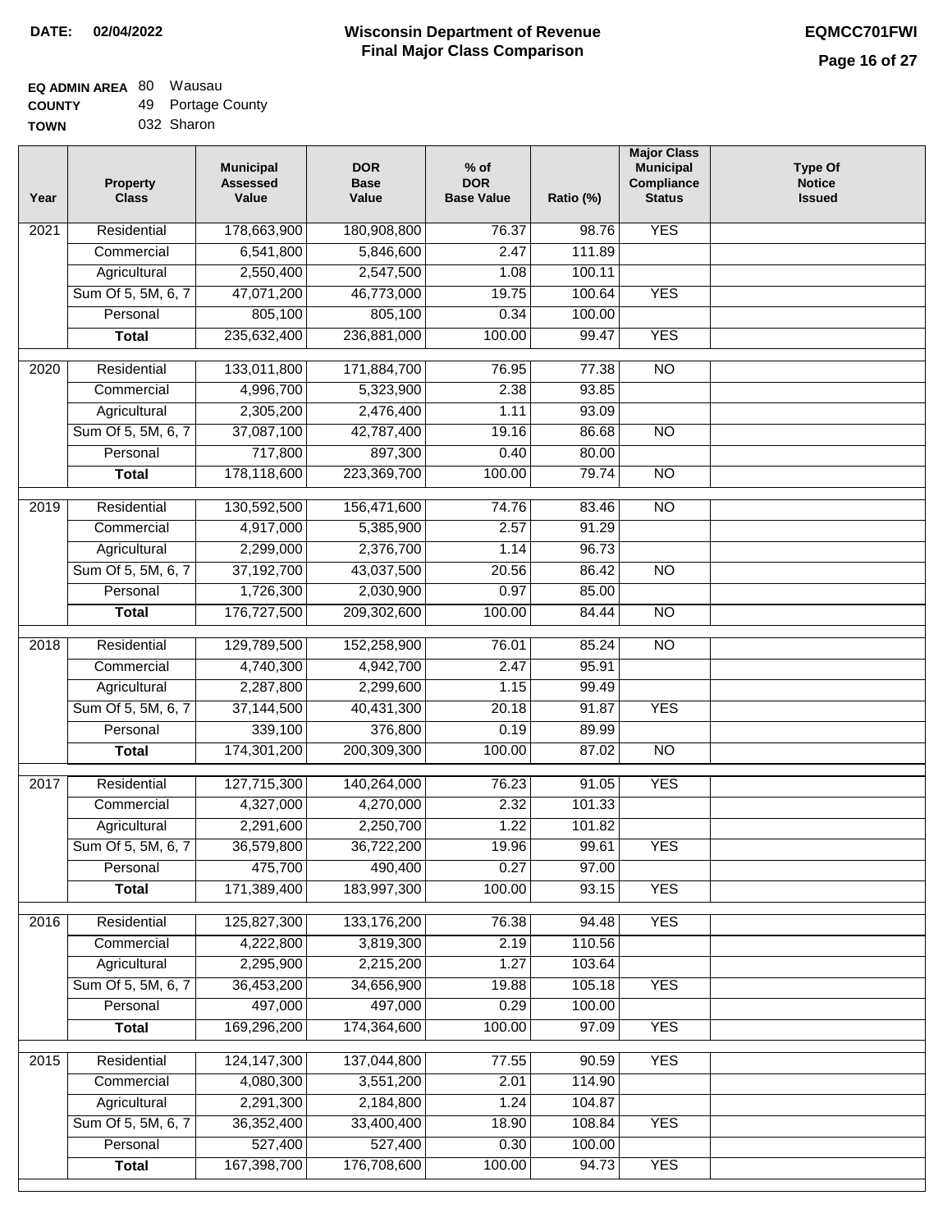**DATE: 02/04/2022**

# Wisconsin Department of Revenue
## Final Major Class Comparison

**EQMCC701FWI**

**EQ ADMIN AREA** 80 Wausau
**COUNTY** 49 Portage County
**TOWN** 032 Sharon

| Year | Property Class | Municipal Assessed Value | DOR Base Value | % of DOR Base Value | Ratio (%) | Major Class Municipal Compliance Status | Type Of Notice Issued |
|---|---|---|---|---|---|---|---|
| 2021 | Residential | 178,663,900 | 180,908,800 | 76.37 | 98.76 | YES | |
| | Commercial | 6,541,800 | 5,846,600 | 2.47 | 111.89 | | |
| | Agricultural | 2,550,400 | 2,547,500 | 1.08 | 100.11 | | |
| | Sum Of 5, 5M, 6, 7 | 47,071,200 | 46,773,000 | 19.75 | 100.64 | YES | |
| | Personal | 805,100 | 805,100 | 0.34 | 100.00 | | |
| | **Total** | 235,632,400 | 236,881,000 | 100.00 | 99.47 | YES | |
| 2020 | Residential | 133,011,800 | 171,884,700 | 76.95 | 77.38 | NO | |
| | Commercial | 4,996,700 | 5,323,900 | 2.38 | 93.85 | | |
| | Agricultural | 2,305,200 | 2,476,400 | 1.11 | 93.09 | | |
| | Sum Of 5, 5M, 6, 7 | 37,087,100 | 42,787,400 | 19.16 | 86.68 | NO | |
| | Personal | 717,800 | 897,300 | 0.40 | 80.00 | | |
| | **Total** | 178,118,600 | 223,369,700 | 100.00 | 79.74 | NO | |
| 2019 | Residential | 130,592,500 | 156,471,600 | 74.76 | 83.46 | NO | |
| | Commercial | 4,917,000 | 5,385,900 | 2.57 | 91.29 | | |
| | Agricultural | 2,299,000 | 2,376,700 | 1.14 | 96.73 | | |
| | Sum Of 5, 5M, 6, 7 | 37,192,700 | 43,037,500 | 20.56 | 86.42 | NO | |
| | Personal | 1,726,300 | 2,030,900 | 0.97 | 85.00 | | |
| | **Total** | 176,727,500 | 209,302,600 | 100.00 | 84.44 | NO | |
| 2018 | Residential | 129,789,500 | 152,258,900 | 76.01 | 85.24 | NO | |
| | Commercial | 4,740,300 | 4,942,700 | 2.47 | 95.91 | | |
| | Agricultural | 2,287,800 | 2,299,600 | 1.15 | 99.49 | | |
| | Sum Of 5, 5M, 6, 7 | 37,144,500 | 40,431,300 | 20.18 | 91.87 | YES | |
| | Personal | 339,100 | 376,800 | 0.19 | 89.99 | | |
| | **Total** | 174,301,200 | 200,309,300 | 100.00 | 87.02 | NO | |
| 2017 | Residential | 127,715,300 | 140,264,000 | 76.23 | 91.05 | YES | |
| | Commercial | 4,327,000 | 4,270,000 | 2.32 | 101.33 | | |
| | Agricultural | 2,291,600 | 2,250,700 | 1.22 | 101.82 | | |
| | Sum Of 5, 5M, 6, 7 | 36,579,800 | 36,722,200 | 19.96 | 99.61 | YES | |
| | Personal | 475,700 | 490,400 | 0.27 | 97.00 | | |
| | **Total** | 171,389,400 | 183,997,300 | 100.00 | 93.15 | YES | |
| 2016 | Residential | 125,827,300 | 133,176,200 | 76.38 | 94.48 | YES | |
| | Commercial | 4,222,800 | 3,819,300 | 2.19 | 110.56 | | |
| | Agricultural | 2,295,900 | 2,215,200 | 1.27 | 103.64 | | |
| | Sum Of 5, 5M, 6, 7 | 36,453,200 | 34,656,900 | 19.88 | 105.18 | YES | |
| | Personal | 497,000 | 497,000 | 0.29 | 100.00 | | |
| | **Total** | 169,296,200 | 174,364,600 | 100.00 | 97.09 | YES | |
| 2015 | Residential | 124,147,300 | 137,044,800 | 77.55 | 90.59 | YES | |
| | Commercial | 4,080,300 | 3,551,200 | 2.01 | 114.90 | | |
| | Agricultural | 2,291,300 | 2,184,800 | 1.24 | 104.87 | | |
| | Sum Of 5, 5M, 6, 7 | 36,352,400 | 33,400,400 | 18.90 | 108.84 | YES | |
| | Personal | 527,400 | 527,400 | 0.30 | 100.00 | | |
| | **Total** | 167,398,700 | 176,708,600 | 100.00 | 94.73 | YES | |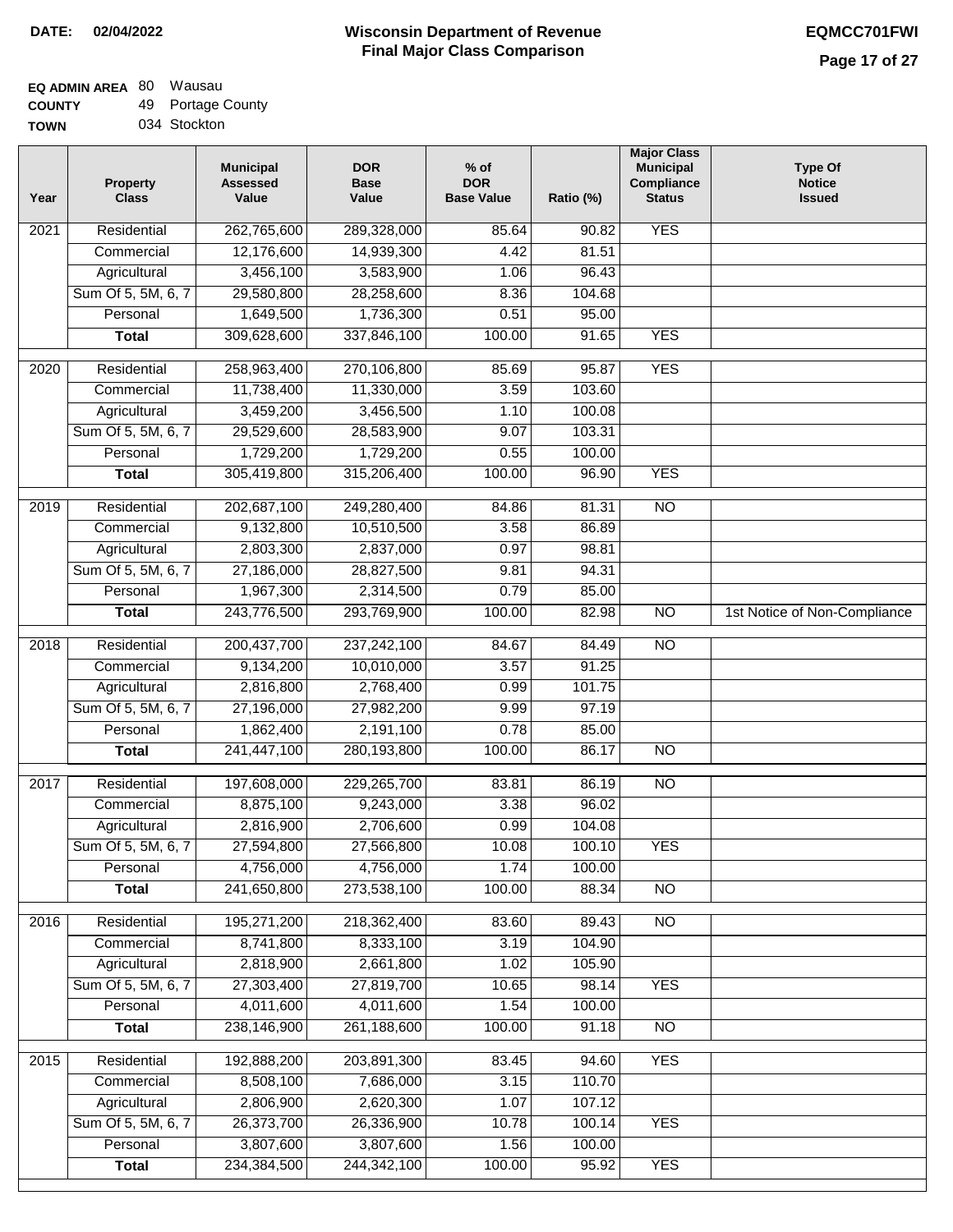**DATE: 02/04/2022**

# Wisconsin Department of Revenue
## Final Major Class Comparison

**EQMCC701FWI**

**EQ ADMIN AREA** 80 Wausau
**COUNTY** 49 Portage County
**TOWN** 034 Stockton

| Year | Property Class | Municipal Assessed Value | DOR Base Value | % of DOR Base Value | Ratio (%) | Major Class Municipal Compliance Status | Type Of Notice Issued |
|---|---|---|---|---|---|---|---|
| 2021 | Residential | 262,765,600 | 289,328,000 | 85.64 | 90.82 | YES | |
| | Commercial | 12,176,600 | 14,939,300 | 4.42 | 81.51 | | |
| | Agricultural | 3,456,100 | 3,583,900 | 1.06 | 96.43 | | |
| | Sum Of 5, 5M, 6, 7 | 29,580,800 | 28,258,600 | 8.36 | 104.68 | | |
| | Personal | 1,649,500 | 1,736,300 | 0.51 | 95.00 | | |
| | **Total** | 309,628,600 | 337,846,100 | 100.00 | 91.65 | YES | |
| 2020 | Residential | 258,963,400 | 270,106,800 | 85.69 | 95.87 | YES | |
| | Commercial | 11,738,400 | 11,330,000 | 3.59 | 103.60 | | |
| | Agricultural | 3,459,200 | 3,456,500 | 1.10 | 100.08 | | |
| | Sum Of 5, 5M, 6, 7 | 29,529,600 | 28,583,900 | 9.07 | 103.31 | | |
| | Personal | 1,729,200 | 1,729,200 | 0.55 | 100.00 | | |
| | **Total** | 305,419,800 | 315,206,400 | 100.00 | 96.90 | YES | |
| 2019 | Residential | 202,687,100 | 249,280,400 | 84.86 | 81.31 | NO | |
| | Commercial | 9,132,800 | 10,510,500 | 3.58 | 86.89 | | |
| | Agricultural | 2,803,300 | 2,837,000 | 0.97 | 98.81 | | |
| | Sum Of 5, 5M, 6, 7 | 27,186,000 | 28,827,500 | 9.81 | 94.31 | | |
| | Personal | 1,967,300 | 2,314,500 | 0.79 | 85.00 | | |
| | **Total** | 243,776,500 | 293,769,900 | 100.00 | 82.98 | NO | 1st Notice of Non-Compliance |
| 2018 | Residential | 200,437,700 | 237,242,100 | 84.67 | 84.49 | NO | |
| | Commercial | 9,134,200 | 10,010,000 | 3.57 | 91.25 | | |
| | Agricultural | 2,816,800 | 2,768,400 | 0.99 | 101.75 | | |
| | Sum Of 5, 5M, 6, 7 | 27,196,000 | 27,982,200 | 9.99 | 97.19 | | |
| | Personal | 1,862,400 | 2,191,100 | 0.78 | 85.00 | | |
| | **Total** | 241,447,100 | 280,193,800 | 100.00 | 86.17 | NO | |
| 2017 | Residential | 197,608,000 | 229,265,700 | 83.81 | 86.19 | NO | |
| | Commercial | 8,875,100 | 9,243,000 | 3.38 | 96.02 | | |
| | Agricultural | 2,816,900 | 2,706,600 | 0.99 | 104.08 | | |
| | Sum Of 5, 5M, 6, 7 | 27,594,800 | 27,566,800 | 10.08 | 100.10 | YES | |
| | Personal | 4,756,000 | 4,756,000 | 1.74 | 100.00 | | |
| | **Total** | 241,650,800 | 273,538,100 | 100.00 | 88.34 | NO | |
| 2016 | Residential | 195,271,200 | 218,362,400 | 83.60 | 89.43 | NO | |
| | Commercial | 8,741,800 | 8,333,100 | 3.19 | 104.90 | | |
| | Agricultural | 2,818,900 | 2,661,800 | 1.02 | 105.90 | | |
| | Sum Of 5, 5M, 6, 7 | 27,303,400 | 27,819,700 | 10.65 | 98.14 | YES | |
| | Personal | 4,011,600 | 4,011,600 | 1.54 | 100.00 | | |
| | **Total** | 238,146,900 | 261,188,600 | 100.00 | 91.18 | NO | |
| 2015 | Residential | 192,888,200 | 203,891,300 | 83.45 | 94.60 | YES | |
| | Commercial | 8,508,100 | 7,686,000 | 3.15 | 110.70 | | |
| | Agricultural | 2,806,900 | 2,620,300 | 1.07 | 107.12 | | |
| | Sum Of 5, 5M, 6, 7 | 26,373,700 | 26,336,900 | 10.78 | 100.14 | YES | |
| | Personal | 3,807,600 | 3,807,600 | 1.56 | 100.00 | | |
| | **Total** | 234,384,500 | 244,342,100 | 100.00 | 95.92 | YES | |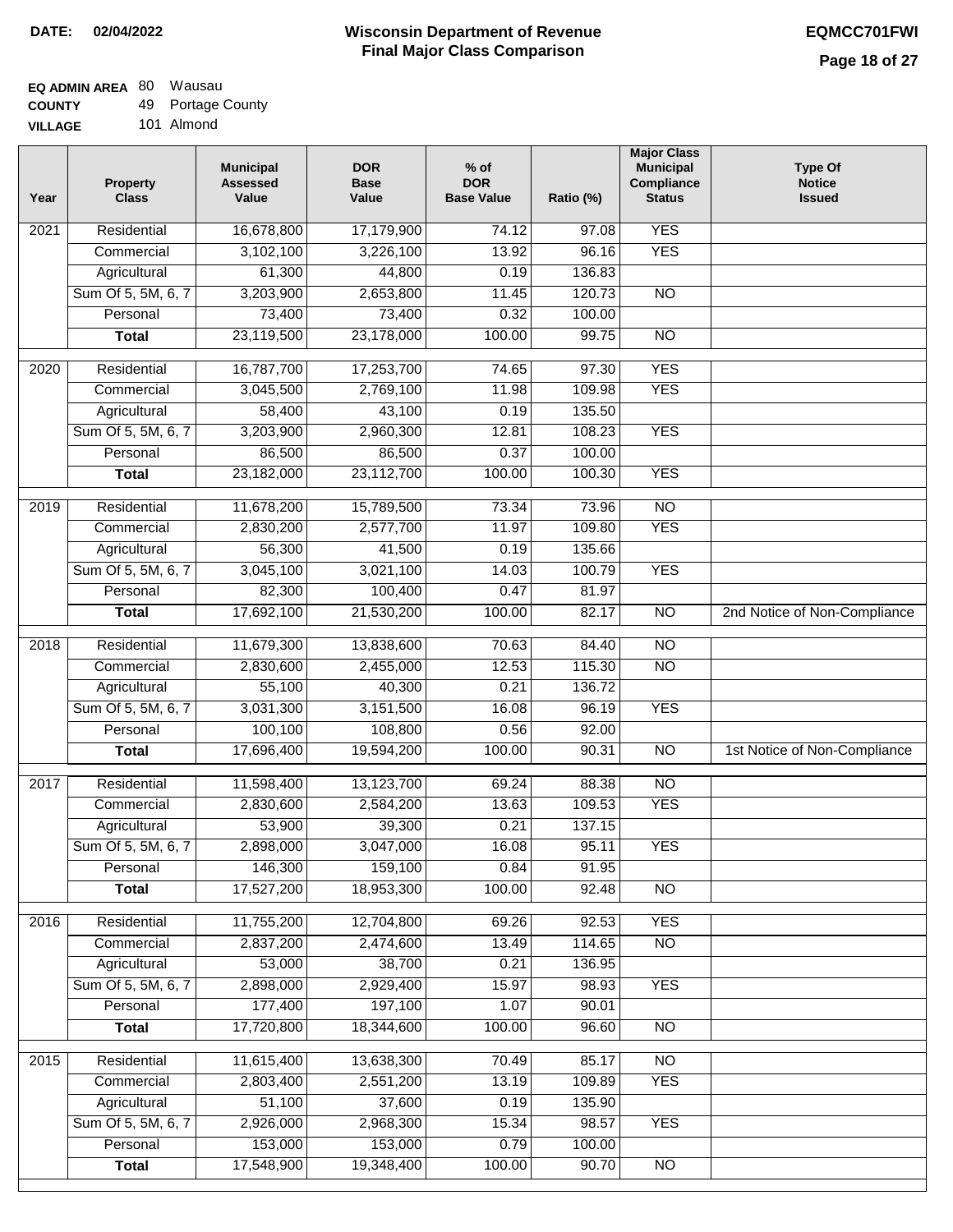**DATE:** 02/04/2022

# Wisconsin Department of Revenue
## Final Major Class Comparison

**EQMCC701FWI**

**EQ ADMIN AREA** 80 Wausau
**COUNTY** 49 Portage County
**VILLAGE** 101 Almond

| Year | Property Class | Municipal Assessed Value | DOR Base Value | % of DOR Base Value | Ratio (%) | Major Class Municipal Compliance Status | Type Of Notice Issued |
|---|---|---|---|---|---|---|---|
| 2021 | Residential | 16,678,800 | 17,179,900 | 74.12 | 97.08 | YES | |
| | Commercial | 3,102,100 | 3,226,100 | 13.92 | 96.16 | YES | |
| | Agricultural | 61,300 | 44,800 | 0.19 | 136.83 | | |
| | Sum Of 5, 5M, 6, 7 | 3,203,900 | 2,653,800 | 11.45 | 120.73 | NO | |
| | Personal | 73,400 | 73,400 | 0.32 | 100.00 | | |
| | **Total** | 23,119,500 | 23,178,000 | 100.00 | 99.75 | NO | |
| 2020 | Residential | 16,787,700 | 17,253,700 | 74.65 | 97.30 | YES | |
| | Commercial | 3,045,500 | 2,769,100 | 11.98 | 109.98 | YES | |
| | Agricultural | 58,400 | 43,100 | 0.19 | 135.50 | | |
| | Sum Of 5, 5M, 6, 7 | 3,203,900 | 2,960,300 | 12.81 | 108.23 | YES | |
| | Personal | 86,500 | 86,500 | 0.37 | 100.00 | | |
| | **Total** | 23,182,000 | 23,112,700 | 100.00 | 100.30 | YES | |
| 2019 | Residential | 11,678,200 | 15,789,500 | 73.34 | 73.96 | NO | |
| | Commercial | 2,830,200 | 2,577,700 | 11.97 | 109.80 | YES | |
| | Agricultural | 56,300 | 41,500 | 0.19 | 135.66 | | |
| | Sum Of 5, 5M, 6, 7 | 3,045,100 | 3,021,100 | 14.03 | 100.79 | YES | |
| | Personal | 82,300 | 100,400 | 0.47 | 81.97 | | |
| | **Total** | 17,692,100 | 21,530,200 | 100.00 | 82.17 | NO | 2nd Notice of Non-Compliance |
| 2018 | Residential | 11,679,300 | 13,838,600 | 70.63 | 84.40 | NO | |
| | Commercial | 2,830,600 | 2,455,000 | 12.53 | 115.30 | NO | |
| | Agricultural | 55,100 | 40,300 | 0.21 | 136.72 | | |
| | Sum Of 5, 5M, 6, 7 | 3,031,300 | 3,151,500 | 16.08 | 96.19 | YES | |
| | Personal | 100,100 | 108,800 | 0.56 | 92.00 | | |
| | **Total** | 17,696,400 | 19,594,200 | 100.00 | 90.31 | NO | 1st Notice of Non-Compliance |
| 2017 | Residential | 11,598,400 | 13,123,700 | 69.24 | 88.38 | NO | |
| | Commercial | 2,830,600 | 2,584,200 | 13.63 | 109.53 | YES | |
| | Agricultural | 53,900 | 39,300 | 0.21 | 137.15 | | |
| | Sum Of 5, 5M, 6, 7 | 2,898,000 | 3,047,000 | 16.08 | 95.11 | YES | |
| | Personal | 146,300 | 159,100 | 0.84 | 91.95 | | |
| | **Total** | 17,527,200 | 18,953,300 | 100.00 | 92.48 | NO | |
| 2016 | Residential | 11,755,200 | 12,704,800 | 69.26 | 92.53 | YES | |
| | Commercial | 2,837,200 | 2,474,600 | 13.49 | 114.65 | NO | |
| | Agricultural | 53,000 | 38,700 | 0.21 | 136.95 | | |
| | Sum Of 5, 5M, 6, 7 | 2,898,000 | 2,929,400 | 15.97 | 98.93 | YES | |
| | Personal | 177,400 | 197,100 | 1.07 | 90.01 | | |
| | **Total** | 17,720,800 | 18,344,600 | 100.00 | 96.60 | NO | |
| 2015 | Residential | 11,615,400 | 13,638,300 | 70.49 | 85.17 | NO | |
| | Commercial | 2,803,400 | 2,551,200 | 13.19 | 109.89 | YES | |
| | Agricultural | 51,100 | 37,600 | 0.19 | 135.90 | | |
| | Sum Of 5, 5M, 6, 7 | 2,926,000 | 2,968,300 | 15.34 | 98.57 | YES | |
| | Personal | 153,000 | 153,000 | 0.79 | 100.00 | | |
| | **Total** | 17,548,900 | 19,348,400 | 100.00 | 90.70 | NO | |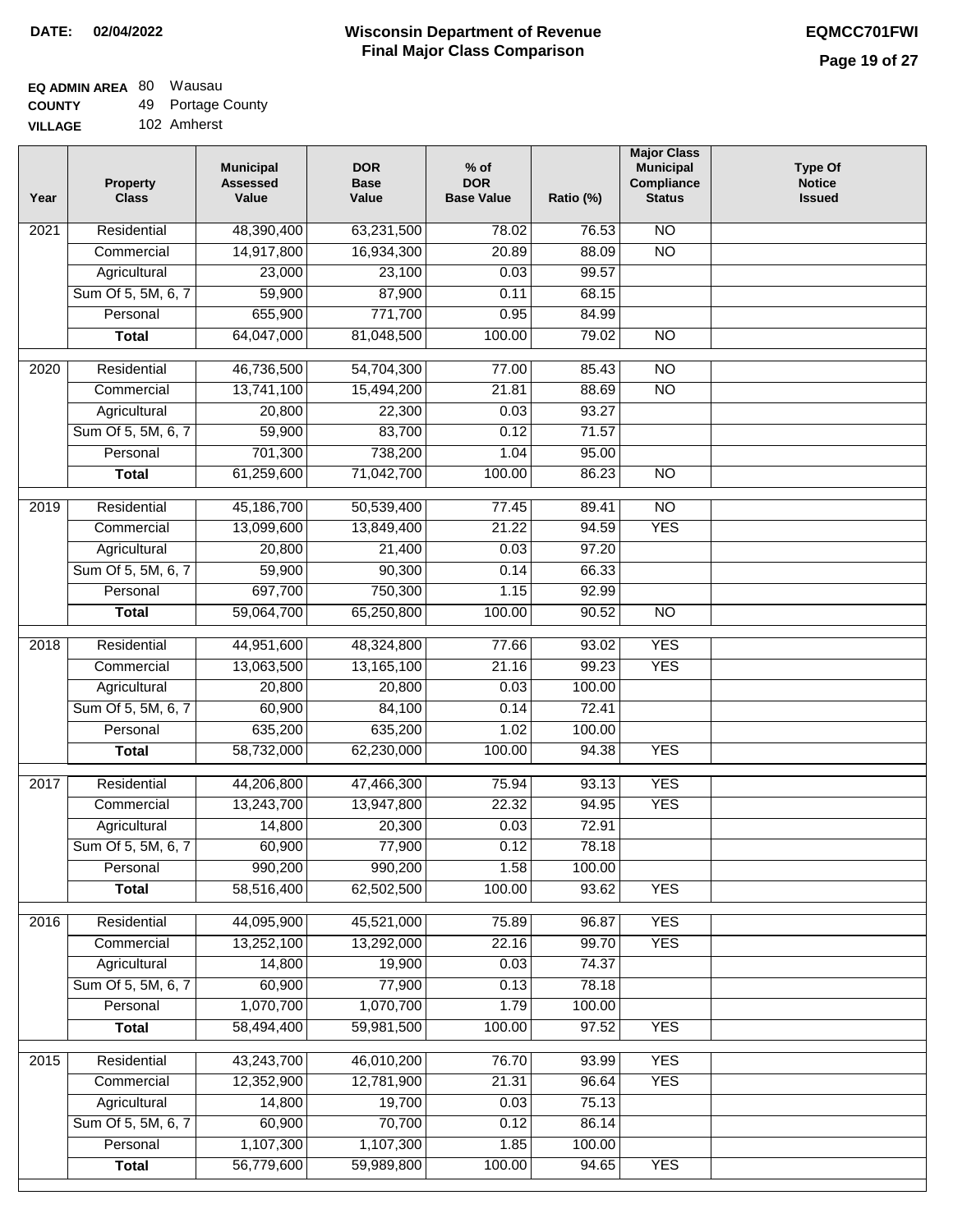**DATE: 02/04/2022**

# Wisconsin Department of Revenue
## Final Major Class Comparison

**EQMCC701FWI**

**EQ ADMIN AREA** 80 Wausau
**COUNTY** 49 Portage County
**VILLAGE** 102 Amherst

| Year | Property Class | Municipal Assessed Value | DOR Base Value | % of DOR Base Value | Ratio (%) | Major Class Municipal Compliance Status | Type Of Notice Issued |
|---|---|---|---|---|---|---|---|
| 2021 | Residential | 48,390,400 | 63,231,500 | 78.02 | 76.53 | NO | |
| | Commercial | 14,917,800 | 16,934,300 | 20.89 | 88.09 | NO | |
| | Agricultural | 23,000 | 23,100 | 0.03 | 99.57 | | |
| | Sum Of 5, 5M, 6, 7 | 59,900 | 87,900 | 0.11 | 68.15 | | |
| | Personal | 655,900 | 771,700 | 0.95 | 84.99 | | |
| | **Total** | 64,047,000 | 81,048,500 | 100.00 | 79.02 | NO | |
| 2020 | Residential | 46,736,500 | 54,704,300 | 77.00 | 85.43 | NO | |
| | Commercial | 13,741,100 | 15,494,200 | 21.81 | 88.69 | NO | |
| | Agricultural | 20,800 | 22,300 | 0.03 | 93.27 | | |
| | Sum Of 5, 5M, 6, 7 | 59,900 | 83,700 | 0.12 | 71.57 | | |
| | Personal | 701,300 | 738,200 | 1.04 | 95.00 | | |
| | **Total** | 61,259,600 | 71,042,700 | 100.00 | 86.23 | NO | |
| 2019 | Residential | 45,186,700 | 50,539,400 | 77.45 | 89.41 | NO | |
| | Commercial | 13,099,600 | 13,849,400 | 21.22 | 94.59 | YES | |
| | Agricultural | 20,800 | 21,400 | 0.03 | 97.20 | | |
| | Sum Of 5, 5M, 6, 7 | 59,900 | 90,300 | 0.14 | 66.33 | | |
| | Personal | 697,700 | 750,300 | 1.15 | 92.99 | | |
| | **Total** | 59,064,700 | 65,250,800 | 100.00 | 90.52 | NO | |
| 2018 | Residential | 44,951,600 | 48,324,800 | 77.66 | 93.02 | YES | |
| | Commercial | 13,063,500 | 13,165,100 | 21.16 | 99.23 | YES | |
| | Agricultural | 20,800 | 20,800 | 0.03 | 100.00 | | |
| | Sum Of 5, 5M, 6, 7 | 60,900 | 84,100 | 0.14 | 72.41 | | |
| | Personal | 635,200 | 635,200 | 1.02 | 100.00 | | |
| | **Total** | 58,732,000 | 62,230,000 | 100.00 | 94.38 | YES | |
| 2017 | Residential | 44,206,800 | 47,466,300 | 75.94 | 93.13 | YES | |
| | Commercial | 13,243,700 | 13,947,800 | 22.32 | 94.95 | YES | |
| | Agricultural | 14,800 | 20,300 | 0.03 | 72.91 | | |
| | Sum Of 5, 5M, 6, 7 | 60,900 | 77,900 | 0.12 | 78.18 | | |
| | Personal | 990,200 | 990,200 | 1.58 | 100.00 | | |
| | **Total** | 58,516,400 | 62,502,500 | 100.00 | 93.62 | YES | |
| 2016 | Residential | 44,095,900 | 45,521,000 | 75.89 | 96.87 | YES | |
| | Commercial | 13,252,100 | 13,292,000 | 22.16 | 99.70 | YES | |
| | Agricultural | 14,800 | 19,900 | 0.03 | 74.37 | | |
| | Sum Of 5, 5M, 6, 7 | 60,900 | 77,900 | 0.13 | 78.18 | | |
| | Personal | 1,070,700 | 1,070,700 | 1.79 | 100.00 | | |
| | **Total** | 58,494,400 | 59,981,500 | 100.00 | 97.52 | YES | |
| 2015 | Residential | 43,243,700 | 46,010,200 | 76.70 | 93.99 | YES | |
| | Commercial | 12,352,900 | 12,781,900 | 21.31 | 96.64 | YES | |
| | Agricultural | 14,800 | 19,700 | 0.03 | 75.13 | | |
| | Sum Of 5, 5M, 6, 7 | 60,900 | 70,700 | 0.12 | 86.14 | | |
| | Personal | 1,107,300 | 1,107,300 | 1.85 | 100.00 | | |
| | **Total** | 56,779,600 | 59,989,800 | 100.00 | 94.65 | YES | |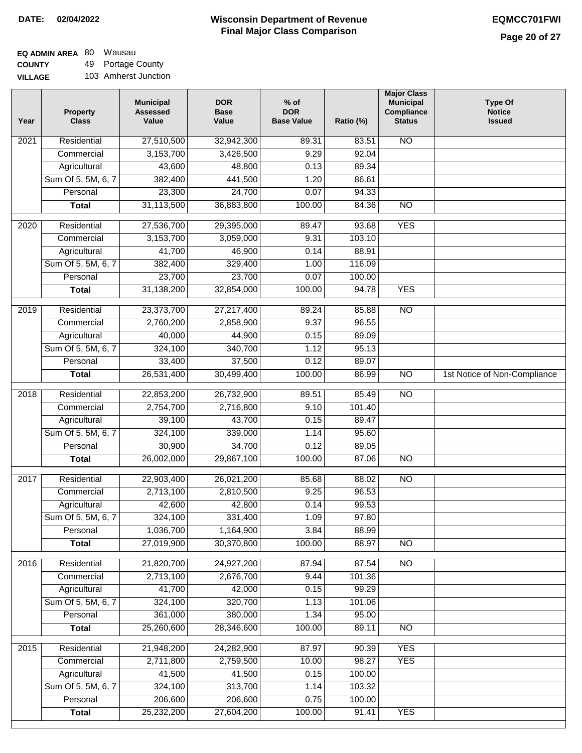**DATE: 02/04/2022**

# Wisconsin Department of Revenue
## Final Major Class Comparison

**EQMCC701FWI**

**EQ ADMIN AREA** 80 Wausau
**COUNTY** 49 Portage County
**VILLAGE** 103 Amherst Junction

| Year | Property Class | Municipal Assessed Value | DOR Base Value | % of DOR Base Value | Ratio (%) | Major Class Municipal Compliance Status | Type Of Notice Issued |
|---|---|---|---|---|---|---|---|
| 2021 | Residential | 27,510,500 | 32,942,300 | 89.31 | 83.51 | NO | |
| | Commercial | 3,153,700 | 3,426,500 | 9.29 | 92.04 | | |
| | Agricultural | 43,600 | 48,800 | 0.13 | 89.34 | | |
| | Sum Of 5, 5M, 6, 7 | 382,400 | 441,500 | 1.20 | 86.61 | | |
| | Personal | 23,300 | 24,700 | 0.07 | 94.33 | | |
| | **Total** | 31,113,500 | 36,883,800 | 100.00 | 84.36 | NO | |
| 2020 | Residential | 27,536,700 | 29,395,000 | 89.47 | 93.68 | YES | |
| | Commercial | 3,153,700 | 3,059,000 | 9.31 | 103.10 | | |
| | Agricultural | 41,700 | 46,900 | 0.14 | 88.91 | | |
| | Sum Of 5, 5M, 6, 7 | 382,400 | 329,400 | 1.00 | 116.09 | | |
| | Personal | 23,700 | 23,700 | 0.07 | 100.00 | | |
| | **Total** | 31,138,200 | 32,854,000 | 100.00 | 94.78 | YES | |
| 2019 | Residential | 23,373,700 | 27,217,400 | 89.24 | 85.88 | NO | |
| | Commercial | 2,760,200 | 2,858,900 | 9.37 | 96.55 | | |
| | Agricultural | 40,000 | 44,900 | 0.15 | 89.09 | | |
| | Sum Of 5, 5M, 6, 7 | 324,100 | 340,700 | 1.12 | 95.13 | | |
| | Personal | 33,400 | 37,500 | 0.12 | 89.07 | | |
| | **Total** | 26,531,400 | 30,499,400 | 100.00 | 86.99 | NO | 1st Notice of Non-Compliance |
| 2018 | Residential | 22,853,200 | 26,732,900 | 89.51 | 85.49 | NO | |
| | Commercial | 2,754,700 | 2,716,800 | 9.10 | 101.40 | | |
| | Agricultural | 39,100 | 43,700 | 0.15 | 89.47 | | |
| | Sum Of 5, 5M, 6, 7 | 324,100 | 339,000 | 1.14 | 95.60 | | |
| | Personal | 30,900 | 34,700 | 0.12 | 89.05 | | |
| | **Total** | 26,002,000 | 29,867,100 | 100.00 | 87.06 | NO | |
| 2017 | Residential | 22,903,400 | 26,021,200 | 85.68 | 88.02 | NO | |
| | Commercial | 2,713,100 | 2,810,500 | 9.25 | 96.53 | | |
| | Agricultural | 42,600 | 42,800 | 0.14 | 99.53 | | |
| | Sum Of 5, 5M, 6, 7 | 324,100 | 331,400 | 1.09 | 97.80 | | |
| | Personal | 1,036,700 | 1,164,900 | 3.84 | 88.99 | | |
| | **Total** | 27,019,900 | 30,370,800 | 100.00 | 88.97 | NO | |
| 2016 | Residential | 21,820,700 | 24,927,200 | 87.94 | 87.54 | NO | |
| | Commercial | 2,713,100 | 2,676,700 | 9.44 | 101.36 | | |
| | Agricultural | 41,700 | 42,000 | 0.15 | 99.29 | | |
| | Sum Of 5, 5M, 6, 7 | 324,100 | 320,700 | 1.13 | 101.06 | | |
| | Personal | 361,000 | 380,000 | 1.34 | 95.00 | | |
| | **Total** | 25,260,600 | 28,346,600 | 100.00 | 89.11 | NO | |
| 2015 | Residential | 21,948,200 | 24,282,900 | 87.97 | 90.39 | YES | |
| | Commercial | 2,711,800 | 2,759,500 | 10.00 | 98.27 | YES | |
| | Agricultural | 41,500 | 41,500 | 0.15 | 100.00 | | |
| | Sum Of 5, 5M, 6, 7 | 324,100 | 313,700 | 1.14 | 103.32 | | |
| | Personal | 206,600 | 206,600 | 0.75 | 100.00 | | |
| | **Total** | 25,232,200 | 27,604,200 | 100.00 | 91.41 | YES | |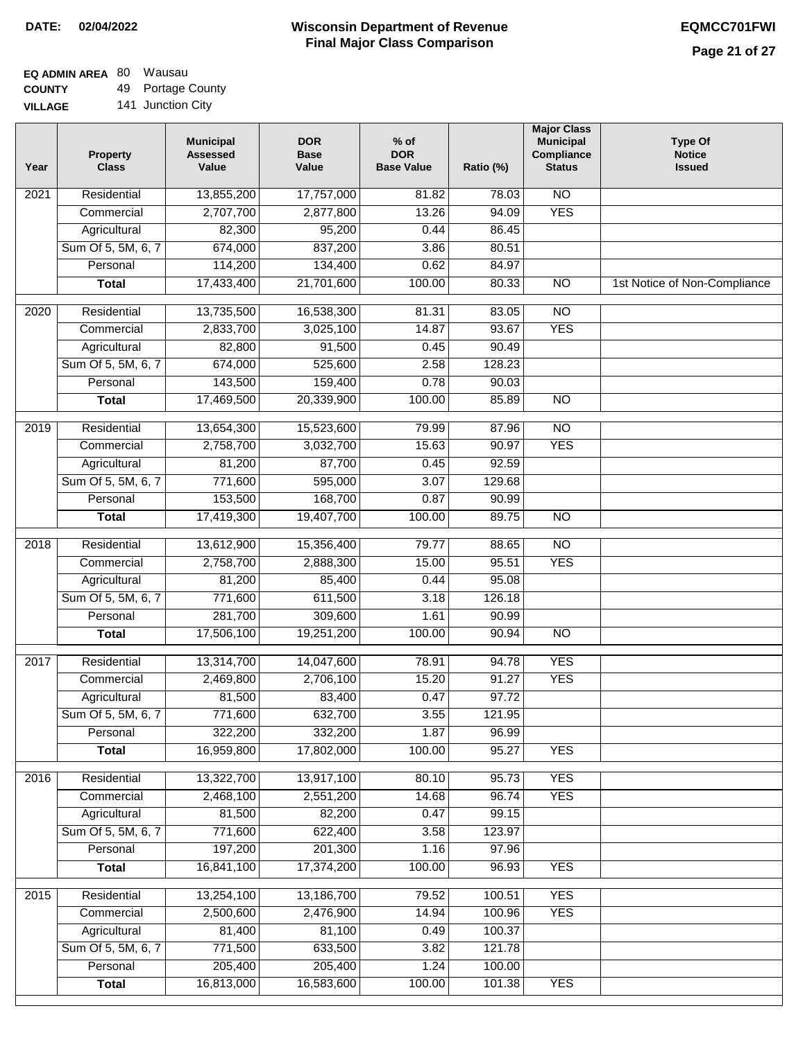**DATE: 02/04/2022**

# Wisconsin Department of Revenue
## Final Major Class Comparison

**EQMCC701FWI**

**EQ ADMIN AREA** 80 Wausau
**COUNTY** 49 Portage County
**VILLAGE** 141 Junction City

| Year | Property Class | Municipal Assessed Value | DOR Base Value | % of DOR Base Value | Ratio (%) | Major Class Municipal Compliance Status | Type Of Notice Issued |
|---|---|---|---|---|---|---|---|
| 2021 | Residential | 13,855,200 | 17,757,000 | 81.82 | 78.03 | NO | |
| | Commercial | 2,707,700 | 2,877,800 | 13.26 | 94.09 | YES | |
| | Agricultural | 82,300 | 95,200 | 0.44 | 86.45 | | |
| | Sum Of 5, 5M, 6, 7 | 674,000 | 837,200 | 3.86 | 80.51 | | |
| | Personal | 114,200 | 134,400 | 0.62 | 84.97 | | |
| | **Total** | 17,433,400 | 21,701,600 | 100.00 | 80.33 | NO | 1st Notice of Non-Compliance |
| 2020 | Residential | 13,735,500 | 16,538,300 | 81.31 | 83.05 | NO | |
| | Commercial | 2,833,700 | 3,025,100 | 14.87 | 93.67 | YES | |
| | Agricultural | 82,800 | 91,500 | 0.45 | 90.49 | | |
| | Sum Of 5, 5M, 6, 7 | 674,000 | 525,600 | 2.58 | 128.23 | | |
| | Personal | 143,500 | 159,400 | 0.78 | 90.03 | | |
| | **Total** | 17,469,500 | 20,339,900 | 100.00 | 85.89 | NO | |
| 2019 | Residential | 13,654,300 | 15,523,600 | 79.99 | 87.96 | NO | |
| | Commercial | 2,758,700 | 3,032,700 | 15.63 | 90.97 | YES | |
| | Agricultural | 81,200 | 87,700 | 0.45 | 92.59 | | |
| | Sum Of 5, 5M, 6, 7 | 771,600 | 595,000 | 3.07 | 129.68 | | |
| | Personal | 153,500 | 168,700 | 0.87 | 90.99 | | |
| | **Total** | 17,419,300 | 19,407,700 | 100.00 | 89.75 | NO | |
| 2018 | Residential | 13,612,900 | 15,356,400 | 79.77 | 88.65 | NO | |
| | Commercial | 2,758,700 | 2,888,300 | 15.00 | 95.51 | YES | |
| | Agricultural | 81,200 | 85,400 | 0.44 | 95.08 | | |
| | Sum Of 5, 5M, 6, 7 | 771,600 | 611,500 | 3.18 | 126.18 | | |
| | Personal | 281,700 | 309,600 | 1.61 | 90.99 | | |
| | **Total** | 17,506,100 | 19,251,200 | 100.00 | 90.94 | NO | |
| 2017 | Residential | 13,314,700 | 14,047,600 | 78.91 | 94.78 | YES | |
| | Commercial | 2,469,800 | 2,706,100 | 15.20 | 91.27 | YES | |
| | Agricultural | 81,500 | 83,400 | 0.47 | 97.72 | | |
| | Sum Of 5, 5M, 6, 7 | 771,600 | 632,700 | 3.55 | 121.95 | | |
| | Personal | 322,200 | 332,200 | 1.87 | 96.99 | | |
| | **Total** | 16,959,800 | 17,802,000 | 100.00 | 95.27 | YES | |
| 2016 | Residential | 13,322,700 | 13,917,100 | 80.10 | 95.73 | YES | |
| | Commercial | 2,468,100 | 2,551,200 | 14.68 | 96.74 | YES | |
| | Agricultural | 81,500 | 82,200 | 0.47 | 99.15 | | |
| | Sum Of 5, 5M, 6, 7 | 771,600 | 622,400 | 3.58 | 123.97 | | |
| | Personal | 197,200 | 201,300 | 1.16 | 97.96 | | |
| | **Total** | 16,841,100 | 17,374,200 | 100.00 | 96.93 | YES | |
| 2015 | Residential | 13,254,100 | 13,186,700 | 79.52 | 100.51 | YES | |
| | Commercial | 2,500,600 | 2,476,900 | 14.94 | 100.96 | YES | |
| | Agricultural | 81,400 | 81,100 | 0.49 | 100.37 | | |
| | Sum Of 5, 5M, 6, 7 | 771,500 | 633,500 | 3.82 | 121.78 | | |
| | Personal | 205,400 | 205,400 | 1.24 | 100.00 | | |
| | **Total** | 16,813,000 | 16,583,600 | 100.00 | 101.38 | YES | |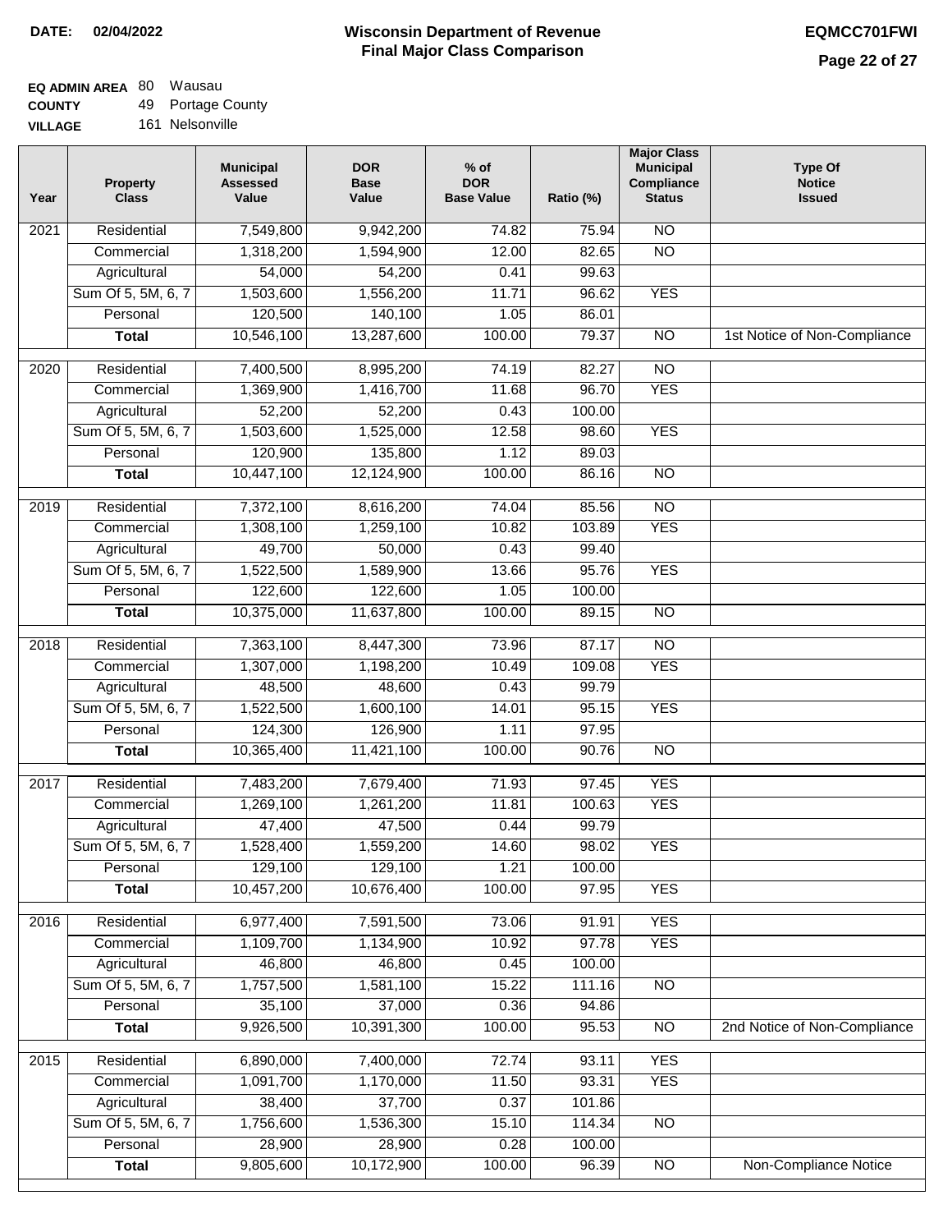**DATE: 02/04/2022**

# Wisconsin Department of Revenue
## Final Major Class Comparison

**EQMCC701FWI**

**EQ ADMIN AREA** 80 Wausau
**COUNTY** 49 Portage County
**VILLAGE** 161 Nelsonville

| Year | Property Class | Municipal Assessed Value | DOR Base Value | % of DOR Base Value | Ratio (%) | Major Class Municipal Compliance Status | Type Of Notice Issued |
|---|---|---|---|---|---|---|---|
| 2021 | Residential | 7,549,800 | 9,942,200 | 74.82 | 75.94 | NO | |
| | Commercial | 1,318,200 | 1,594,900 | 12.00 | 82.65 | NO | |
| | Agricultural | 54,000 | 54,200 | 0.41 | 99.63 | | |
| | Sum Of 5, 5M, 6, 7 | 1,503,600 | 1,556,200 | 11.71 | 96.62 | YES | |
| | Personal | 120,500 | 140,100 | 1.05 | 86.01 | | |
| | **Total** | 10,546,100 | 13,287,600 | 100.00 | 79.37 | NO | 1st Notice of Non-Compliance |
| 2020 | Residential | 7,400,500 | 8,995,200 | 74.19 | 82.27 | NO | |
| | Commercial | 1,369,900 | 1,416,700 | 11.68 | 96.70 | YES | |
| | Agricultural | 52,200 | 52,200 | 0.43 | 100.00 | | |
| | Sum Of 5, 5M, 6, 7 | 1,503,600 | 1,525,000 | 12.58 | 98.60 | YES | |
| | Personal | 120,900 | 135,800 | 1.12 | 89.03 | | |
| | **Total** | 10,447,100 | 12,124,900 | 100.00 | 86.16 | NO | |
| 2019 | Residential | 7,372,100 | 8,616,200 | 74.04 | 85.56 | NO | |
| | Commercial | 1,308,100 | 1,259,100 | 10.82 | 103.89 | YES | |
| | Agricultural | 49,700 | 50,000 | 0.43 | 99.40 | | |
| | Sum Of 5, 5M, 6, 7 | 1,522,500 | 1,589,900 | 13.66 | 95.76 | YES | |
| | Personal | 122,600 | 122,600 | 1.05 | 100.00 | | |
| | **Total** | 10,375,000 | 11,637,800 | 100.00 | 89.15 | NO | |
| 2018 | Residential | 7,363,100 | 8,447,300 | 73.96 | 87.17 | NO | |
| | Commercial | 1,307,000 | 1,198,200 | 10.49 | 109.08 | YES | |
| | Agricultural | 48,500 | 48,600 | 0.43 | 99.79 | | |
| | Sum Of 5, 5M, 6, 7 | 1,522,500 | 1,600,100 | 14.01 | 95.15 | YES | |
| | Personal | 124,300 | 126,900 | 1.11 | 97.95 | | |
| | **Total** | 10,365,400 | 11,421,100 | 100.00 | 90.76 | NO | |
| 2017 | Residential | 7,483,200 | 7,679,400 | 71.93 | 97.45 | YES | |
| | Commercial | 1,269,100 | 1,261,200 | 11.81 | 100.63 | YES | |
| | Agricultural | 47,400 | 47,500 | 0.44 | 99.79 | | |
| | Sum Of 5, 5M, 6, 7 | 1,528,400 | 1,559,200 | 14.60 | 98.02 | YES | |
| | Personal | 129,100 | 129,100 | 1.21 | 100.00 | | |
| | **Total** | 10,457,200 | 10,676,400 | 100.00 | 97.95 | YES | |
| 2016 | Residential | 6,977,400 | 7,591,500 | 73.06 | 91.91 | YES | |
| | Commercial | 1,109,700 | 1,134,900 | 10.92 | 97.78 | YES | |
| | Agricultural | 46,800 | 46,800 | 0.45 | 100.00 | | |
| | Sum Of 5, 5M, 6, 7 | 1,757,500 | 1,581,100 | 15.22 | 111.16 | NO | |
| | Personal | 35,100 | 37,000 | 0.36 | 94.86 | | |
| | **Total** | 9,926,500 | 10,391,300 | 100.00 | 95.53 | NO | 2nd Notice of Non-Compliance |
| 2015 | Residential | 6,890,000 | 7,400,000 | 72.74 | 93.11 | YES | |
| | Commercial | 1,091,700 | 1,170,000 | 11.50 | 93.31 | YES | |
| | Agricultural | 38,400 | 37,700 | 0.37 | 101.86 | | |
| | Sum Of 5, 5M, 6, 7 | 1,756,600 | 1,536,300 | 15.10 | 114.34 | NO | |
| | Personal | 28,900 | 28,900 | 0.28 | 100.00 | | |
| | **Total** | 9,805,600 | 10,172,900 | 100.00 | 96.39 | NO | Non-Compliance Notice |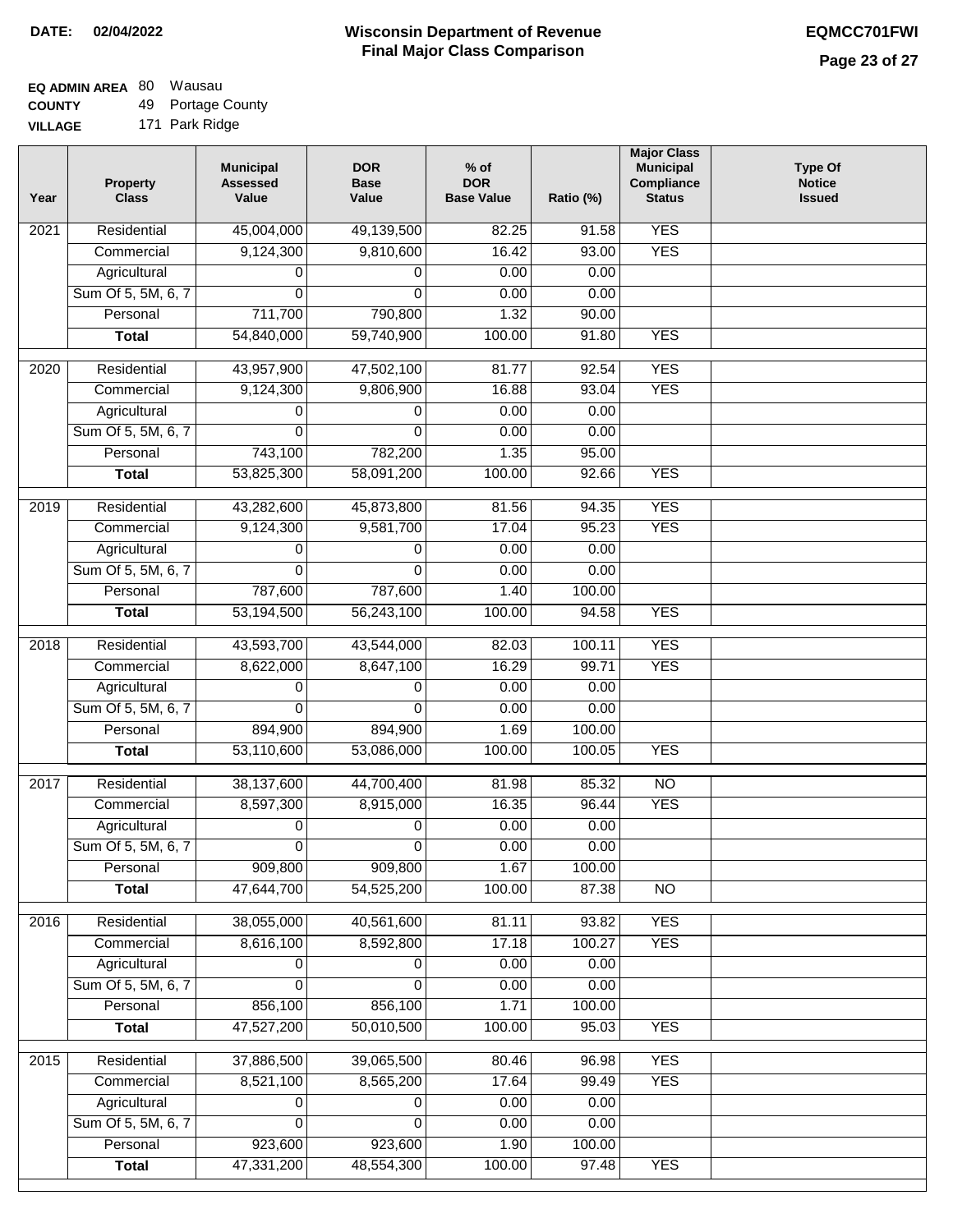**DATE: 02/04/2022**

# Wisconsin Department of Revenue
## Final Major Class Comparison

**EQMCC701FWI**

**EQ ADMIN AREA** 80 Wausau
**COUNTY** 49 Portage County
**VILLAGE** 171 Park Ridge

| Year | Property Class | Municipal Assessed Value | DOR Base Value | % of DOR Base Value | Ratio (%) | Major Class Municipal Compliance Status | Type Of Notice Issued |
|---|---|---|---|---|---|---|---|
| 2021 | Residential | 45,004,000 | 49,139,500 | 82.25 | 91.58 | YES | |
| | Commercial | 9,124,300 | 9,810,600 | 16.42 | 93.00 | YES | |
| | Agricultural | 0 | 0 | 0.00 | 0.00 | | |
| | Sum Of 5, 5M, 6, 7 | 0 | 0 | 0.00 | 0.00 | | |
| | Personal | 711,700 | 790,800 | 1.32 | 90.00 | | |
| | **Total** | 54,840,000 | 59,740,900 | 100.00 | 91.80 | YES | |
| 2020 | Residential | 43,957,900 | 47,502,100 | 81.77 | 92.54 | YES | |
| | Commercial | 9,124,300 | 9,806,900 | 16.88 | 93.04 | YES | |
| | Agricultural | 0 | 0 | 0.00 | 0.00 | | |
| | Sum Of 5, 5M, 6, 7 | 0 | 0 | 0.00 | 0.00 | | |
| | Personal | 743,100 | 782,200 | 1.35 | 95.00 | | |
| | **Total** | 53,825,300 | 58,091,200 | 100.00 | 92.66 | YES | |
| 2019 | Residential | 43,282,600 | 45,873,800 | 81.56 | 94.35 | YES | |
| | Commercial | 9,124,300 | 9,581,700 | 17.04 | 95.23 | YES | |
| | Agricultural | 0 | 0 | 0.00 | 0.00 | | |
| | Sum Of 5, 5M, 6, 7 | 0 | 0 | 0.00 | 0.00 | | |
| | Personal | 787,600 | 787,600 | 1.40 | 100.00 | | |
| | **Total** | 53,194,500 | 56,243,100 | 100.00 | 94.58 | YES | |
| 2018 | Residential | 43,593,700 | 43,544,000 | 82.03 | 100.11 | YES | |
| | Commercial | 8,622,000 | 8,647,100 | 16.29 | 99.71 | YES | |
| | Agricultural | 0 | 0 | 0.00 | 0.00 | | |
| | Sum Of 5, 5M, 6, 7 | 0 | 0 | 0.00 | 0.00 | | |
| | Personal | 894,900 | 894,900 | 1.69 | 100.00 | | |
| | **Total** | 53,110,600 | 53,086,000 | 100.00 | 100.05 | YES | |
| 2017 | Residential | 38,137,600 | 44,700,400 | 81.98 | 85.32 | NO | |
| | Commercial | 8,597,300 | 8,915,000 | 16.35 | 96.44 | YES | |
| | Agricultural | 0 | 0 | 0.00 | 0.00 | | |
| | Sum Of 5, 5M, 6, 7 | 0 | 0 | 0.00 | 0.00 | | |
| | Personal | 909,800 | 909,800 | 1.67 | 100.00 | | |
| | **Total** | 47,644,700 | 54,525,200 | 100.00 | 87.38 | NO | |
| 2016 | Residential | 38,055,000 | 40,561,600 | 81.11 | 93.82 | YES | |
| | Commercial | 8,616,100 | 8,592,800 | 17.18 | 100.27 | YES | |
| | Agricultural | 0 | 0 | 0.00 | 0.00 | | |
| | Sum Of 5, 5M, 6, 7 | 0 | 0 | 0.00 | 0.00 | | |
| | Personal | 856,100 | 856,100 | 1.71 | 100.00 | | |
| | **Total** | 47,527,200 | 50,010,500 | 100.00 | 95.03 | YES | |
| 2015 | Residential | 37,886,500 | 39,065,500 | 80.46 | 96.98 | YES | |
| | Commercial | 8,521,100 | 8,565,200 | 17.64 | 99.49 | YES | |
| | Agricultural | 0 | 0 | 0.00 | 0.00 | | |
| | Sum Of 5, 5M, 6, 7 | 0 | 0 | 0.00 | 0.00 | | |
| | Personal | 923,600 | 923,600 | 1.90 | 100.00 | | |
| | **Total** | 47,331,200 | 48,554,300 | 100.00 | 97.48 | YES | |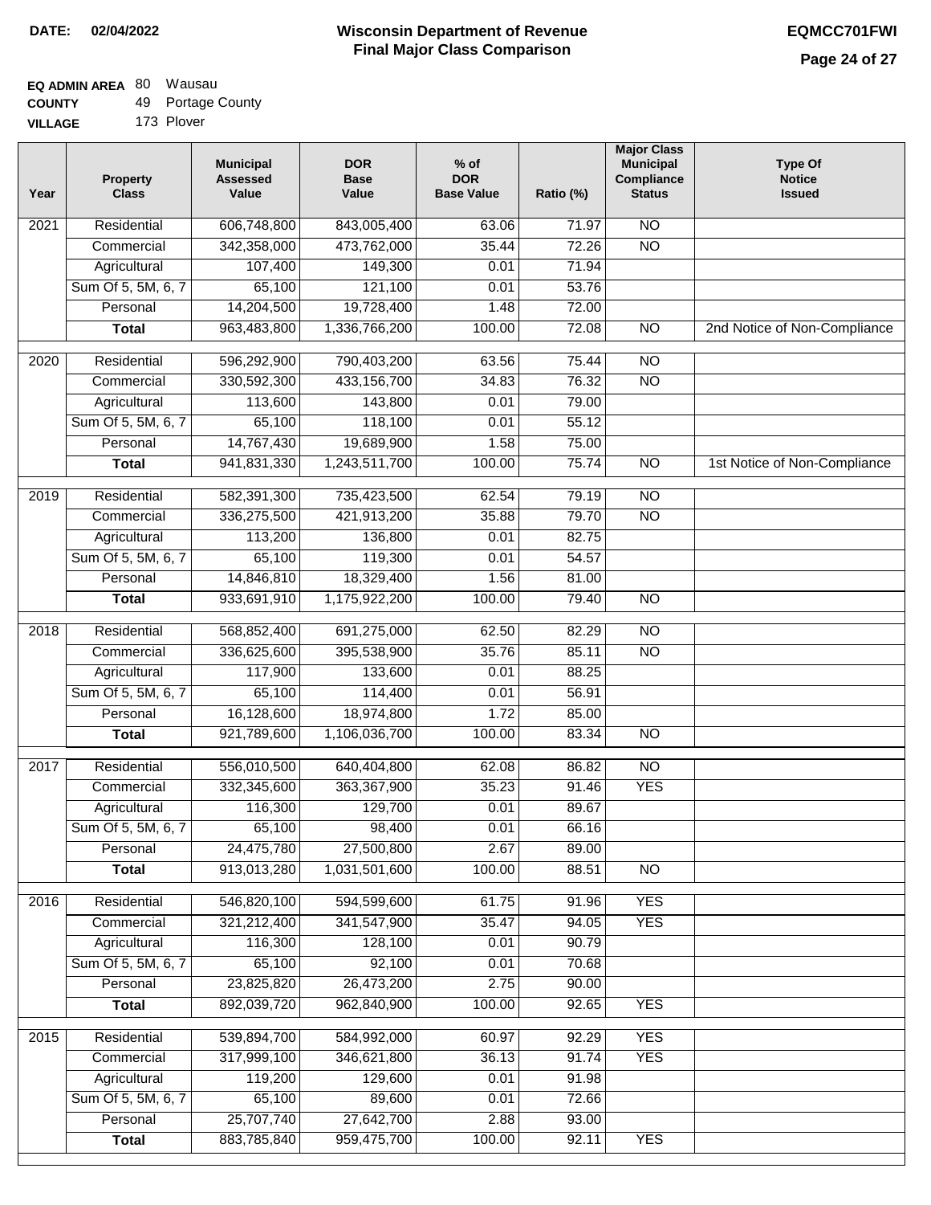**DATE: 02/04/2022**

# Wisconsin Department of Revenue
## Final Major Class Comparison

**EQMCC701FWI**

**EQ ADMIN AREA** 80 Wausau
**COUNTY** 49 Portage County
**VILLAGE** 173 Plover

| Year | Property Class | Municipal Assessed Value | DOR Base Value | % of DOR Base Value | Ratio (%) | Major Class Municipal Compliance Status | Type Of Notice Issued |
|---|---|---|---|---|---|---|---|
| 2021 | Residential | 606,748,800 | 843,005,400 | 63.06 | 71.97 | NO | |
| | Commercial | 342,358,000 | 473,762,000 | 35.44 | 72.26 | NO | |
| | Agricultural | 107,400 | 149,300 | 0.01 | 71.94 | | |
| | Sum Of 5, 5M, 6, 7 | 65,100 | 121,100 | 0.01 | 53.76 | | |
| | Personal | 14,204,500 | 19,728,400 | 1.48 | 72.00 | | |
| | **Total** | 963,483,800 | 1,336,766,200 | 100.00 | 72.08 | NO | 2nd Notice of Non-Compliance |
| 2020 | Residential | 596,292,900 | 790,403,200 | 63.56 | 75.44 | NO | |
| | Commercial | 330,592,300 | 433,156,700 | 34.83 | 76.32 | NO | |
| | Agricultural | 113,600 | 143,800 | 0.01 | 79.00 | | |
| | Sum Of 5, 5M, 6, 7 | 65,100 | 118,100 | 0.01 | 55.12 | | |
| | Personal | 14,767,430 | 19,689,900 | 1.58 | 75.00 | | |
| | **Total** | 941,831,330 | 1,243,511,700 | 100.00 | 75.74 | NO | 1st Notice of Non-Compliance |
| 2019 | Residential | 582,391,300 | 735,423,500 | 62.54 | 79.19 | NO | |
| | Commercial | 336,275,500 | 421,913,200 | 35.88 | 79.70 | NO | |
| | Agricultural | 113,200 | 136,800 | 0.01 | 82.75 | | |
| | Sum Of 5, 5M, 6, 7 | 65,100 | 119,300 | 0.01 | 54.57 | | |
| | Personal | 14,846,810 | 18,329,400 | 1.56 | 81.00 | | |
| | **Total** | 933,691,910 | 1,175,922,200 | 100.00 | 79.40 | NO | |
| 2018 | Residential | 568,852,400 | 691,275,000 | 62.50 | 82.29 | NO | |
| | Commercial | 336,625,600 | 395,538,900 | 35.76 | 85.11 | NO | |
| | Agricultural | 117,900 | 133,600 | 0.01 | 88.25 | | |
| | Sum Of 5, 5M, 6, 7 | 65,100 | 114,400 | 0.01 | 56.91 | | |
| | Personal | 16,128,600 | 18,974,800 | 1.72 | 85.00 | | |
| | **Total** | 921,789,600 | 1,106,036,700 | 100.00 | 83.34 | NO | |
| 2017 | Residential | 556,010,500 | 640,404,800 | 62.08 | 86.82 | NO | |
| | Commercial | 332,345,600 | 363,367,900 | 35.23 | 91.46 | YES | |
| | Agricultural | 116,300 | 129,700 | 0.01 | 89.67 | | |
| | Sum Of 5, 5M, 6, 7 | 65,100 | 98,400 | 0.01 | 66.16 | | |
| | Personal | 24,475,780 | 27,500,800 | 2.67 | 89.00 | | |
| | **Total** | 913,013,280 | 1,031,501,600 | 100.00 | 88.51 | NO | |
| 2016 | Residential | 546,820,100 | 594,599,600 | 61.75 | 91.96 | YES | |
| | Commercial | 321,212,400 | 341,547,900 | 35.47 | 94.05 | YES | |
| | Agricultural | 116,300 | 128,100 | 0.01 | 90.79 | | |
| | Sum Of 5, 5M, 6, 7 | 65,100 | 92,100 | 0.01 | 70.68 | | |
| | Personal | 23,825,820 | 26,473,200 | 2.75 | 90.00 | | |
| | **Total** | 892,039,720 | 962,840,900 | 100.00 | 92.65 | YES | |
| 2015 | Residential | 539,894,700 | 584,992,000 | 60.97 | 92.29 | YES | |
| | Commercial | 317,999,100 | 346,621,800 | 36.13 | 91.74 | YES | |
| | Agricultural | 119,200 | 129,600 | 0.01 | 91.98 | | |
| | Sum Of 5, 5M, 6, 7 | 65,100 | 89,600 | 0.01 | 72.66 | | |
| | Personal | 25,707,740 | 27,642,700 | 2.88 | 93.00 | | |
| | **Total** | 883,785,840 | 959,475,700 | 100.00 | 92.11 | YES | |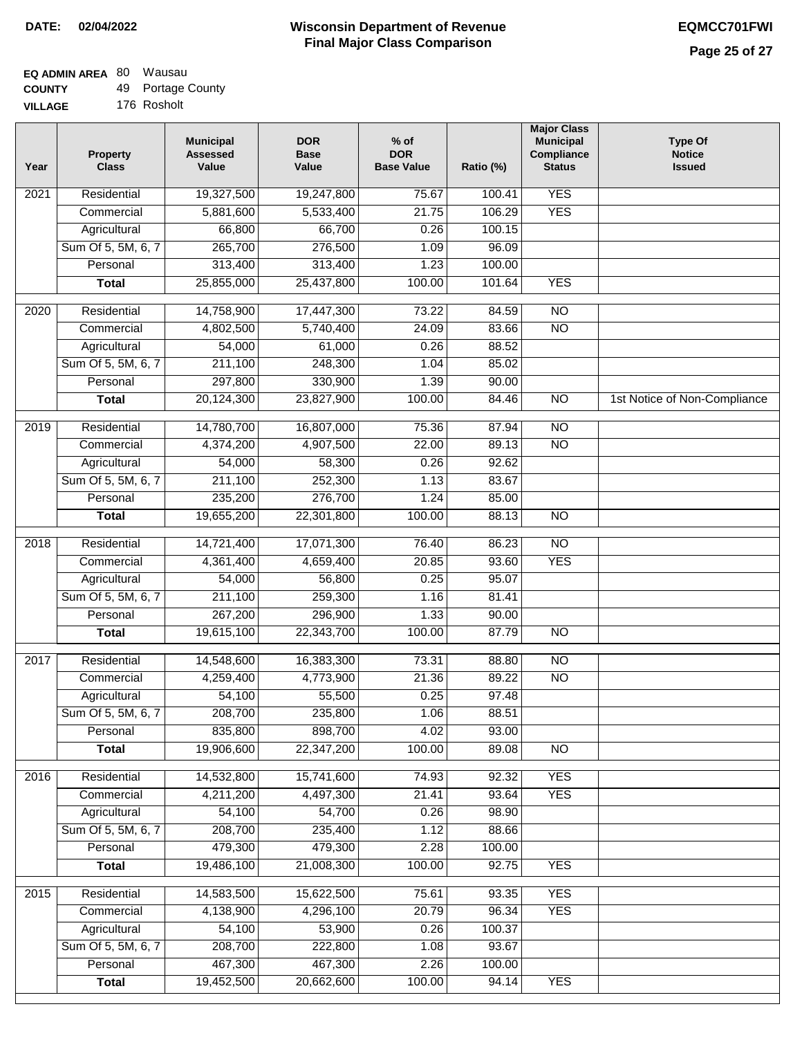**DATE: 02/04/2022**

# Wisconsin Department of Revenue
## Final Major Class Comparison

**EQMCC701FWI**

**EQ ADMIN AREA** 80 Wausau
**COUNTY** 49 Portage County
**VILLAGE** 176 Rosholt

| Year | Property Class | Municipal Assessed Value | DOR Base Value | % of DOR Base Value | Ratio (%) | Major Class Municipal Compliance Status | Type Of Notice Issued |
|---|---|---|---|---|---|---|---|
| 2021 | Residential | 19,327,500 | 19,247,800 | 75.67 | 100.41 | YES | |
| | Commercial | 5,881,600 | 5,533,400 | 21.75 | 106.29 | YES | |
| | Agricultural | 66,800 | 66,700 | 0.26 | 100.15 | | |
| | Sum Of 5, 5M, 6, 7 | 265,700 | 276,500 | 1.09 | 96.09 | | |
| | Personal | 313,400 | 313,400 | 1.23 | 100.00 | | |
| | **Total** | 25,855,000 | 25,437,800 | 100.00 | 101.64 | YES | |
| 2020 | Residential | 14,758,900 | 17,447,300 | 73.22 | 84.59 | NO | |
| | Commercial | 4,802,500 | 5,740,400 | 24.09 | 83.66 | NO | |
| | Agricultural | 54,000 | 61,000 | 0.26 | 88.52 | | |
| | Sum Of 5, 5M, 6, 7 | 211,100 | 248,300 | 1.04 | 85.02 | | |
| | Personal | 297,800 | 330,900 | 1.39 | 90.00 | | |
| | **Total** | 20,124,300 | 23,827,900 | 100.00 | 84.46 | NO | 1st Notice of Non-Compliance |
| 2019 | Residential | 14,780,700 | 16,807,000 | 75.36 | 87.94 | NO | |
| | Commercial | 4,374,200 | 4,907,500 | 22.00 | 89.13 | NO | |
| | Agricultural | 54,000 | 58,300 | 0.26 | 92.62 | | |
| | Sum Of 5, 5M, 6, 7 | 211,100 | 252,300 | 1.13 | 83.67 | | |
| | Personal | 235,200 | 276,700 | 1.24 | 85.00 | | |
| | **Total** | 19,655,200 | 22,301,800 | 100.00 | 88.13 | NO | |
| 2018 | Residential | 14,721,400 | 17,071,300 | 76.40 | 86.23 | NO | |
| | Commercial | 4,361,400 | 4,659,400 | 20.85 | 93.60 | YES | |
| | Agricultural | 54,000 | 56,800 | 0.25 | 95.07 | | |
| | Sum Of 5, 5M, 6, 7 | 211,100 | 259,300 | 1.16 | 81.41 | | |
| | Personal | 267,200 | 296,900 | 1.33 | 90.00 | | |
| | **Total** | 19,615,100 | 22,343,700 | 100.00 | 87.79 | NO | |
| 2017 | Residential | 14,548,600 | 16,383,300 | 73.31 | 88.80 | NO | |
| | Commercial | 4,259,400 | 4,773,900 | 21.36 | 89.22 | NO | |
| | Agricultural | 54,100 | 55,500 | 0.25 | 97.48 | | |
| | Sum Of 5, 5M, 6, 7 | 208,700 | 235,800 | 1.06 | 88.51 | | |
| | Personal | 835,800 | 898,700 | 4.02 | 93.00 | | |
| | **Total** | 19,906,600 | 22,347,200 | 100.00 | 89.08 | NO | |
| 2016 | Residential | 14,532,800 | 15,741,600 | 74.93 | 92.32 | YES | |
| | Commercial | 4,211,200 | 4,497,300 | 21.41 | 93.64 | YES | |
| | Agricultural | 54,100 | 54,700 | 0.26 | 98.90 | | |
| | Sum Of 5, 5M, 6, 7 | 208,700 | 235,400 | 1.12 | 88.66 | | |
| | Personal | 479,300 | 479,300 | 2.28 | 100.00 | | |
| | **Total** | 19,486,100 | 21,008,300 | 100.00 | 92.75 | YES | |
| 2015 | Residential | 14,583,500 | 15,622,500 | 75.61 | 93.35 | YES | |
| | Commercial | 4,138,900 | 4,296,100 | 20.79 | 96.34 | YES | |
| | Agricultural | 54,100 | 53,900 | 0.26 | 100.37 | | |
| | Sum Of 5, 5M, 6, 7 | 208,700 | 222,800 | 1.08 | 93.67 | | |
| | Personal | 467,300 | 467,300 | 2.26 | 100.00 | | |
| | **Total** | 19,452,500 | 20,662,600 | 100.00 | 94.14 | YES | |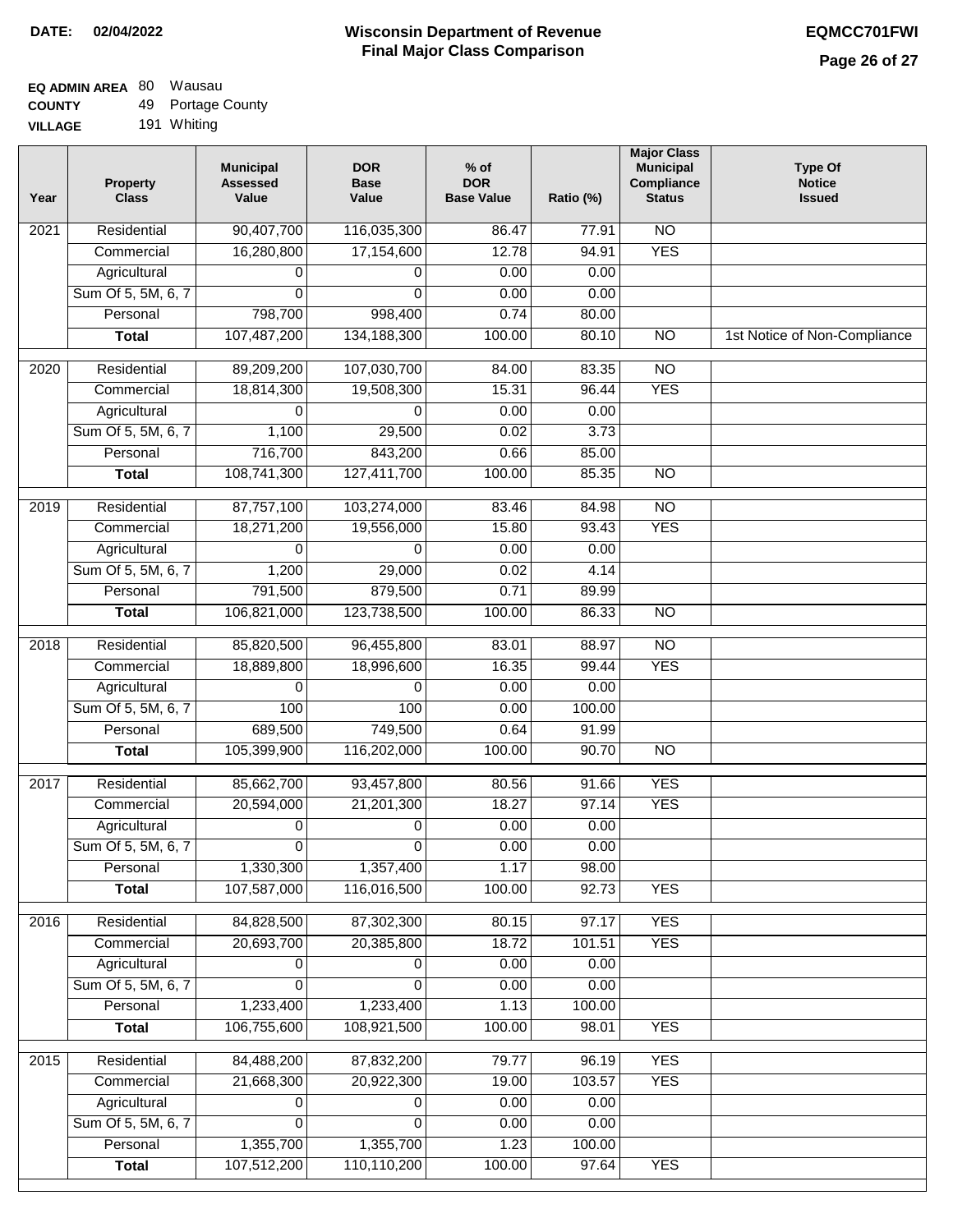**DATE: 02/04/2022**

# Wisconsin Department of Revenue Final Major Class Comparison

**EQMCC701FWI**

**EQ ADMIN AREA** 80 Wausau
**COUNTY** 49 Portage County
**VILLAGE** 191 Whiting

| Year | Property Class | Municipal Assessed Value | DOR Base Value | % of DOR Base Value | Ratio (%) | Major Class Municipal Compliance Status | Type Of Notice Issued |
|---|---|---|---|---|---|---|---|
| 2021 | Residential | 90,407,700 | 116,035,300 | 86.47 | 77.91 | NO | |
| | Commercial | 16,280,800 | 17,154,600 | 12.78 | 94.91 | YES | |
| | Agricultural | 0 | 0 | 0.00 | 0.00 | | |
| | Sum Of 5, 5M, 6, 7 | 0 | 0 | 0.00 | 0.00 | | |
| | Personal | 798,700 | 998,400 | 0.74 | 80.00 | | |
| | **Total** | 107,487,200 | 134,188,300 | 100.00 | 80.10 | NO | 1st Notice of Non-Compliance |
| 2020 | Residential | 89,209,200 | 107,030,700 | 84.00 | 83.35 | NO | |
| | Commercial | 18,814,300 | 19,508,300 | 15.31 | 96.44 | YES | |
| | Agricultural | 0 | 0 | 0.00 | 0.00 | | |
| | Sum Of 5, 5M, 6, 7 | 1,100 | 29,500 | 0.02 | 3.73 | | |
| | Personal | 716,700 | 843,200 | 0.66 | 85.00 | | |
| | **Total** | 108,741,300 | 127,411,700 | 100.00 | 85.35 | NO | |
| 2019 | Residential | 87,757,100 | 103,274,000 | 83.46 | 84.98 | NO | |
| | Commercial | 18,271,200 | 19,556,000 | 15.80 | 93.43 | YES | |
| | Agricultural | 0 | 0 | 0.00 | 0.00 | | |
| | Sum Of 5, 5M, 6, 7 | 1,200 | 29,000 | 0.02 | 4.14 | | |
| | Personal | 791,500 | 879,500 | 0.71 | 89.99 | | |
| | **Total** | 106,821,000 | 123,738,500 | 100.00 | 86.33 | NO | |
| 2018 | Residential | 85,820,500 | 96,455,800 | 83.01 | 88.97 | NO | |
| | Commercial | 18,889,800 | 18,996,600 | 16.35 | 99.44 | YES | |
| | Agricultural | 0 | 0 | 0.00 | 0.00 | | |
| | Sum Of 5, 5M, 6, 7 | 100 | 100 | 0.00 | 100.00 | | |
| | Personal | 689,500 | 749,500 | 0.64 | 91.99 | | |
| | **Total** | 105,399,900 | 116,202,000 | 100.00 | 90.70 | NO | |
| 2017 | Residential | 85,662,700 | 93,457,800 | 80.56 | 91.66 | YES | |
| | Commercial | 20,594,000 | 21,201,300 | 18.27 | 97.14 | YES | |
| | Agricultural | 0 | 0 | 0.00 | 0.00 | | |
| | Sum Of 5, 5M, 6, 7 | 0 | 0 | 0.00 | 0.00 | | |
| | Personal | 1,330,300 | 1,357,400 | 1.17 | 98.00 | | |
| | **Total** | 107,587,000 | 116,016,500 | 100.00 | 92.73 | YES | |
| 2016 | Residential | 84,828,500 | 87,302,300 | 80.15 | 97.17 | YES | |
| | Commercial | 20,693,700 | 20,385,800 | 18.72 | 101.51 | YES | |
| | Agricultural | 0 | 0 | 0.00 | 0.00 | | |
| | Sum Of 5, 5M, 6, 7 | 0 | 0 | 0.00 | 0.00 | | |
| | Personal | 1,233,400 | 1,233,400 | 1.13 | 100.00 | | |
| | **Total** | 106,755,600 | 108,921,500 | 100.00 | 98.01 | YES | |
| 2015 | Residential | 84,488,200 | 87,832,200 | 79.77 | 96.19 | YES | |
| | Commercial | 21,668,300 | 20,922,300 | 19.00 | 103.57 | YES | |
| | Agricultural | 0 | 0 | 0.00 | 0.00 | | |
| | Sum Of 5, 5M, 6, 7 | 0 | 0 | 0.00 | 0.00 | | |
| | Personal | 1,355,700 | 1,355,700 | 1.23 | 100.00 | | |
| | **Total** | 107,512,200 | 110,110,200 | 100.00 | 97.64 | YES | |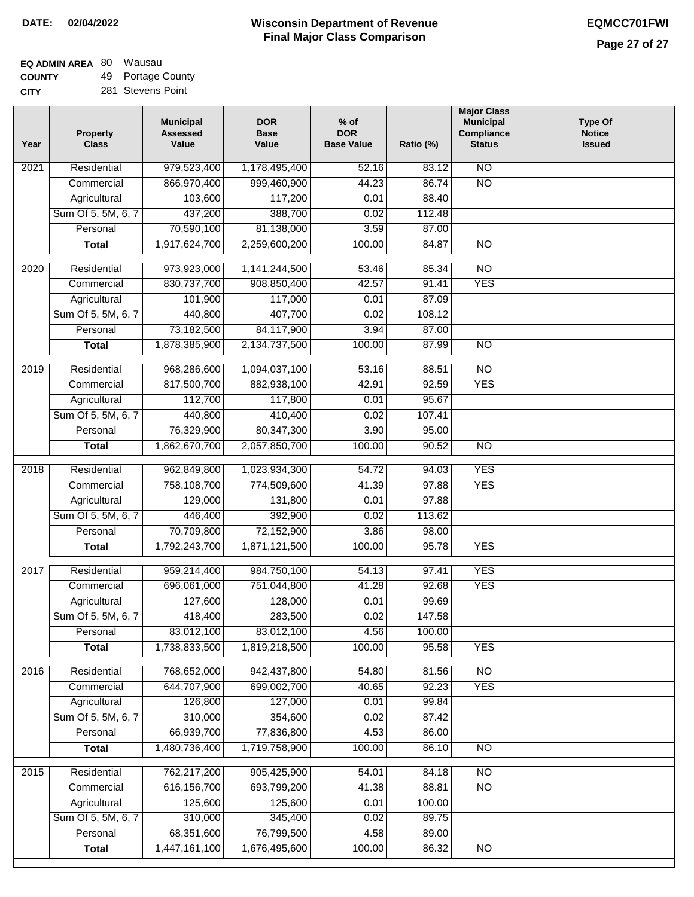**DATE: 02/04/2022**

# Wisconsin Department of Revenue
## Final Major Class Comparison

**EQMCC701FWI**

**EQ ADMIN AREA** 80 Wausau
**COUNTY** 49 Portage County
**CITY** 281 Stevens Point

| Year | Property Class | Municipal Assessed Value | DOR Base Value | % of DOR Base Value | Ratio (%) | Major Class Municipal Compliance Status | Type Of Notice Issued |
|---|---|---|---|---|---|---|---|
| 2021 | Residential | 979,523,400 | 1,178,495,400 | 52.16 | 83.12 | NO | |
| | Commercial | 866,970,400 | 999,460,900 | 44.23 | 86.74 | NO | |
| | Agricultural | 103,600 | 117,200 | 0.01 | 88.40 | | |
| | Sum Of 5, 5M, 6, 7 | 437,200 | 388,700 | 0.02 | 112.48 | | |
| | Personal | 70,590,100 | 81,138,000 | 3.59 | 87.00 | | |
| | **Total** | 1,917,624,700 | 2,259,600,200 | 100.00 | 84.87 | NO | |
| 2020 | Residential | 973,923,000 | 1,141,244,500 | 53.46 | 85.34 | NO | |
| | Commercial | 830,737,700 | 908,850,400 | 42.57 | 91.41 | YES | |
| | Agricultural | 101,900 | 117,000 | 0.01 | 87.09 | | |
| | Sum Of 5, 5M, 6, 7 | 440,800 | 407,700 | 0.02 | 108.12 | | |
| | Personal | 73,182,500 | 84,117,900 | 3.94 | 87.00 | | |
| | **Total** | 1,878,385,900 | 2,134,737,500 | 100.00 | 87.99 | NO | |
| 2019 | Residential | 968,286,600 | 1,094,037,100 | 53.16 | 88.51 | NO | |
| | Commercial | 817,500,700 | 882,938,100 | 42.91 | 92.59 | YES | |
| | Agricultural | 112,700 | 117,800 | 0.01 | 95.67 | | |
| | Sum Of 5, 5M, 6, 7 | 440,800 | 410,400 | 0.02 | 107.41 | | |
| | Personal | 76,329,900 | 80,347,300 | 3.90 | 95.00 | | |
| | **Total** | 1,862,670,700 | 2,057,850,700 | 100.00 | 90.52 | NO | |
| 2018 | Residential | 962,849,800 | 1,023,934,300 | 54.72 | 94.03 | YES | |
| | Commercial | 758,108,700 | 774,509,600 | 41.39 | 97.88 | YES | |
| | Agricultural | 129,000 | 131,800 | 0.01 | 97.88 | | |
| | Sum Of 5, 5M, 6, 7 | 446,400 | 392,900 | 0.02 | 113.62 | | |
| | Personal | 70,709,800 | 72,152,900 | 3.86 | 98.00 | | |
| | **Total** | 1,792,243,700 | 1,871,121,500 | 100.00 | 95.78 | YES | |
| 2017 | Residential | 959,214,400 | 984,750,100 | 54.13 | 97.41 | YES | |
| | Commercial | 696,061,000 | 751,044,800 | 41.28 | 92.68 | YES | |
| | Agricultural | 127,600 | 128,000 | 0.01 | 99.69 | | |
| | Sum Of 5, 5M, 6, 7 | 418,400 | 283,500 | 0.02 | 147.58 | | |
| | Personal | 83,012,100 | 83,012,100 | 4.56 | 100.00 | | |
| | **Total** | 1,738,833,500 | 1,819,218,500 | 100.00 | 95.58 | YES | |
| 2016 | Residential | 768,652,000 | 942,437,800 | 54.80 | 81.56 | NO | |
| | Commercial | 644,707,900 | 699,002,700 | 40.65 | 92.23 | YES | |
| | Agricultural | 126,800 | 127,000 | 0.01 | 99.84 | | |
| | Sum Of 5, 5M, 6, 7 | 310,000 | 354,600 | 0.02 | 87.42 | | |
| | Personal | 66,939,700 | 77,836,800 | 4.53 | 86.00 | | |
| | **Total** | 1,480,736,400 | 1,719,758,900 | 100.00 | 86.10 | NO | |
| 2015 | Residential | 762,217,200 | 905,425,900 | 54.01 | 84.18 | NO | |
| | Commercial | 616,156,700 | 693,799,200 | 41.38 | 88.81 | NO | |
| | Agricultural | 125,600 | 125,600 | 0.01 | 100.00 | | |
| | Sum Of 5, 5M, 6, 7 | 310,000 | 345,400 | 0.02 | 89.75 | | |
| | Personal | 68,351,600 | 76,799,500 | 4.58 | 89.00 | | |
| | **Total** | 1,447,161,100 | 1,676,495,600 | 100.00 | 86.32 | NO | |